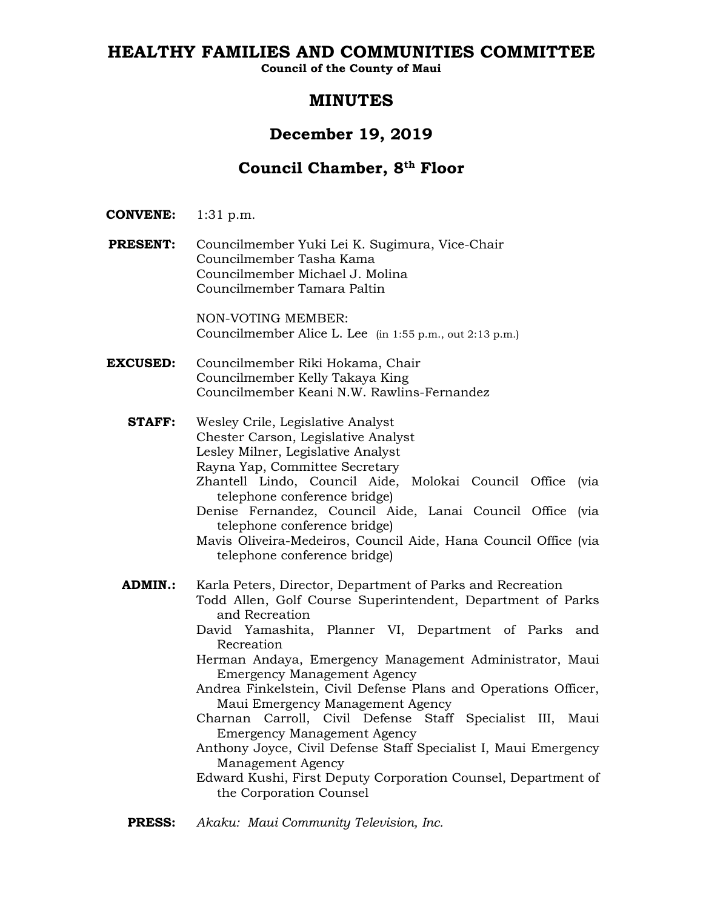# HEALTHY FAMILIES AND COMMUNITIES COMMITTEE

**Council of the County of Maui**

## MINUTES

## December 19, 2019

## Council Chamber, 8th Floor

**CONVENE:** 1:31 p.m.

**PRESENT:**
Councilmember Yuki Lei K. Sugimura, Vice-Chair
Councilmember Tasha Kama
Councilmember Michael J. Molina
Councilmember Tamara Paltin

NON-VOTING MEMBER:
Councilmember Alice L. Lee (in 1:55 p.m., out 2:13 p.m.)

**EXCUSED:**
Councilmember Riki Hokama, Chair
Councilmember Kelly Takaya King
Councilmember Keani N.W. Rawlins-Fernandez

**STAFF:**
Wesley Crile, Legislative Analyst
Chester Carson, Legislative Analyst
Lesley Milner, Legislative Analyst
Rayna Yap, Committee Secretary
Zhantell Lindo, Council Aide, Molokai Council Office (via telephone conference bridge)
Denise Fernandez, Council Aide, Lanai Council Office (via telephone conference bridge)
Mavis Oliveira-Medeiros, Council Aide, Hana Council Office (via telephone conference bridge)

**ADMIN.:**
Karla Peters, Director, Department of Parks and Recreation
Todd Allen, Golf Course Superintendent, Department of Parks and Recreation
David Yamashita, Planner VI, Department of Parks and Recreation
Herman Andaya, Emergency Management Administrator, Maui Emergency Management Agency
Andrea Finkelstein, Civil Defense Plans and Operations Officer, Maui Emergency Management Agency
Charnan Carroll, Civil Defense Staff Specialist III, Maui Emergency Management Agency
Anthony Joyce, Civil Defense Staff Specialist I, Maui Emergency Management Agency
Edward Kushi, First Deputy Corporation Counsel, Department of the Corporation Counsel

**PRESS:** *Akaku: Maui Community Television, Inc.*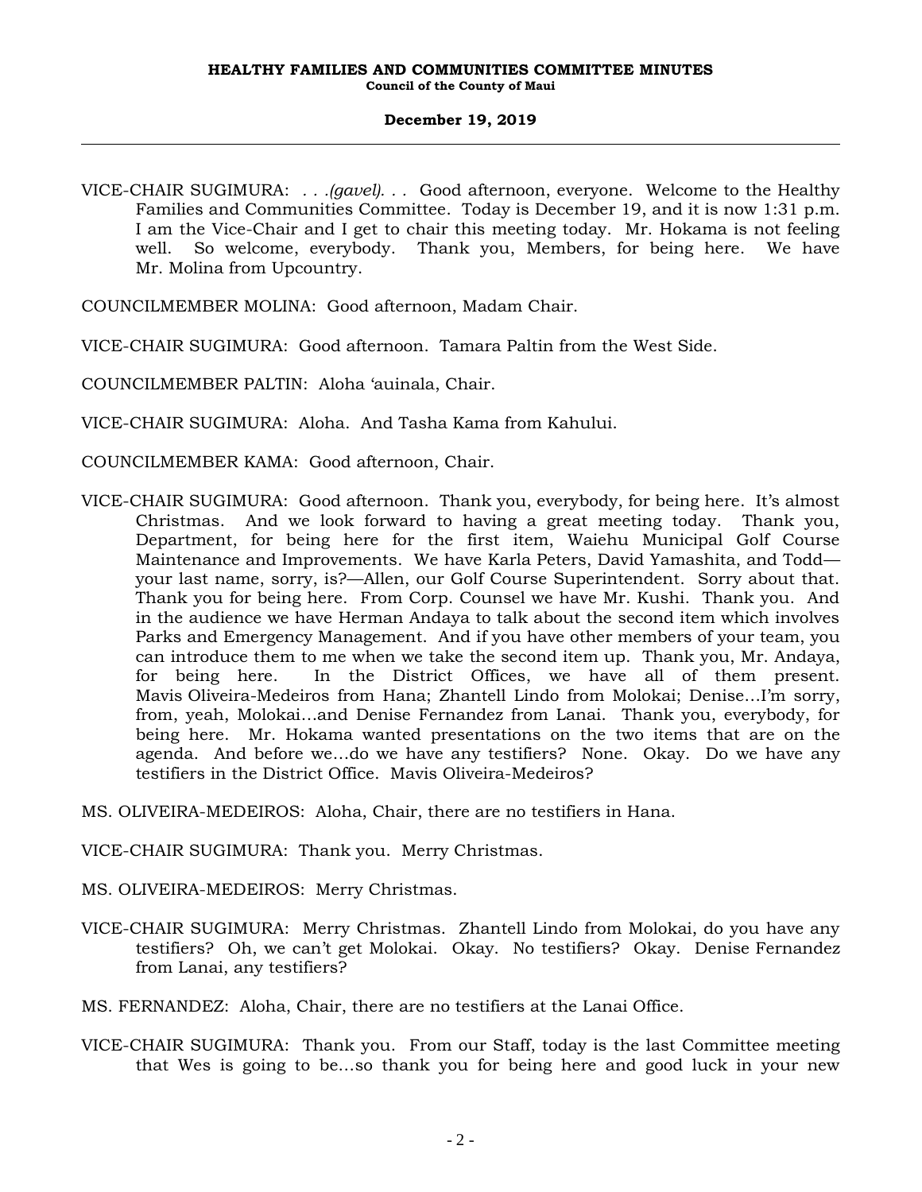VICE-CHAIR SUGIMURA: . . .*(gavel)*. . . Good afternoon, everyone. Welcome to the Healthy Families and Communities Committee. Today is December 19, and it is now 1:31 p.m. I am the Vice-Chair and I get to chair this meeting today. Mr. Hokama is not feeling well. So welcome, everybody. Thank you, Members, for being here. We have Mr. Molina from Upcountry.

COUNCILMEMBER MOLINA: Good afternoon, Madam Chair.

VICE-CHAIR SUGIMURA: Good afternoon. Tamara Paltin from the West Side.

COUNCILMEMBER PALTIN: Aloha ʻauinala, Chair.

VICE-CHAIR SUGIMURA: Aloha. And Tasha Kama from Kahului.

COUNCILMEMBER KAMA: Good afternoon, Chair.

VICE-CHAIR SUGIMURA: Good afternoon. Thank you, everybody, for being here. It's almost Christmas. And we look forward to having a great meeting today. Thank you, Department, for being here for the first item, Waiehu Municipal Golf Course Maintenance and Improvements. We have Karla Peters, David Yamashita, and Todd—your last name, sorry, is?—Allen, our Golf Course Superintendent. Sorry about that. Thank you for being here. From Corp. Counsel we have Mr. Kushi. Thank you. And in the audience we have Herman Andaya to talk about the second item which involves Parks and Emergency Management. And if you have other members of your team, you can introduce them to me when we take the second item up. Thank you, Mr. Andaya, for being here. In the District Offices, we have all of them present. Mavis Oliveira-Medeiros from Hana; Zhantell Lindo from Molokai; Denise…I'm sorry, from, yeah, Molokai…and Denise Fernandez from Lanai. Thank you, everybody, for being here. Mr. Hokama wanted presentations on the two items that are on the agenda. And before we…do we have any testifiers? None. Okay. Do we have any testifiers in the District Office. Mavis Oliveira-Medeiros?

MS. OLIVEIRA-MEDEIROS: Aloha, Chair, there are no testifiers in Hana.

VICE-CHAIR SUGIMURA: Thank you. Merry Christmas.

MS. OLIVEIRA-MEDEIROS: Merry Christmas.

VICE-CHAIR SUGIMURA: Merry Christmas. Zhantell Lindo from Molokai, do you have any testifiers? Oh, we can't get Molokai. Okay. No testifiers? Okay. Denise Fernandez from Lanai, any testifiers?

MS. FERNANDEZ: Aloha, Chair, there are no testifiers at the Lanai Office.

VICE-CHAIR SUGIMURA: Thank you. From our Staff, today is the last Committee meeting that Wes is going to be…so thank you for being here and good luck in your new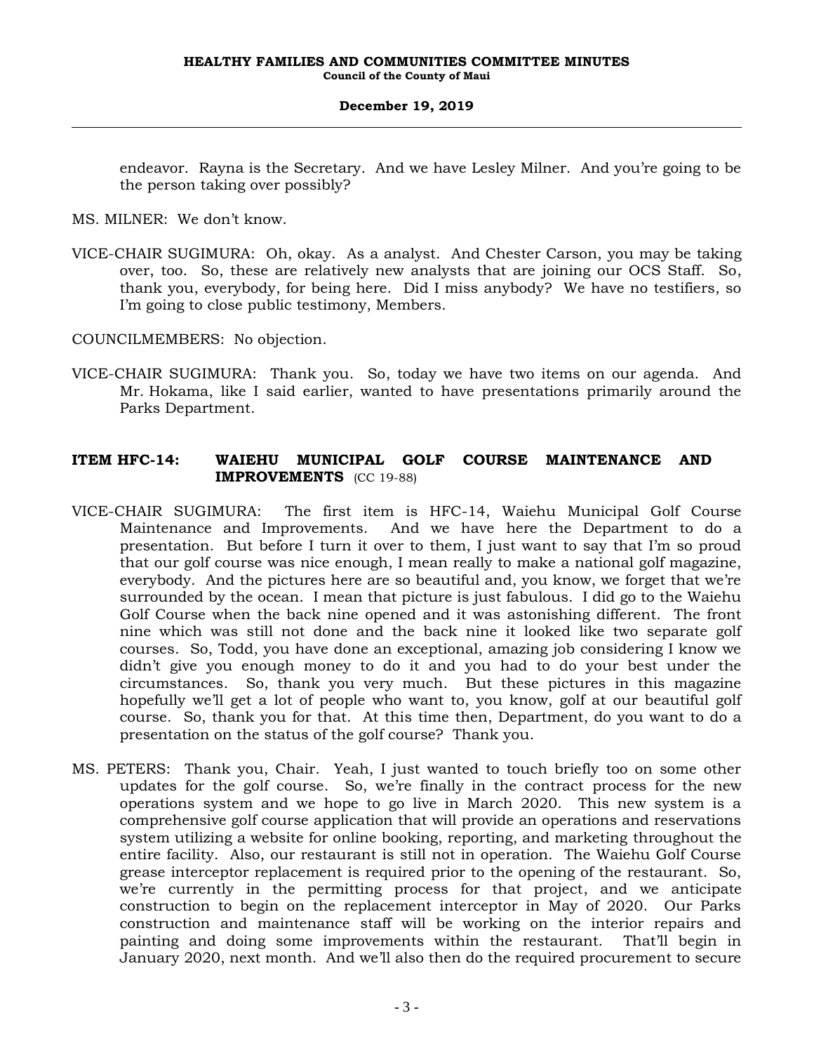endeavor. Rayna is the Secretary. And we have Lesley Milner. And you're going to be the person taking over possibly?

MS. MILNER: We don't know.

VICE-CHAIR SUGIMURA: Oh, okay. As a analyst. And Chester Carson, you may be taking over, too. So, these are relatively new analysts that are joining our OCS Staff. So, thank you, everybody, for being here. Did I miss anybody? We have no testifiers, so I'm going to close public testimony, Members.

COUNCILMEMBERS: No objection.

VICE-CHAIR SUGIMURA: Thank you. So, today we have two items on our agenda. And Mr. Hokama, like I said earlier, wanted to have presentations primarily around the Parks Department.

**ITEM HFC-14: WAIEHU MUNICIPAL GOLF COURSE MAINTENANCE AND IMPROVEMENTS** (CC 19-88)

VICE-CHAIR SUGIMURA: The first item is HFC-14, Waiehu Municipal Golf Course Maintenance and Improvements. And we have here the Department to do a presentation. But before I turn it over to them, I just want to say that I'm so proud that our golf course was nice enough, I mean really to make a national golf magazine, everybody. And the pictures here are so beautiful and, you know, we forget that we're surrounded by the ocean. I mean that picture is just fabulous. I did go to the Waiehu Golf Course when the back nine opened and it was astonishing different. The front nine which was still not done and the back nine it looked like two separate golf courses. So, Todd, you have done an exceptional, amazing job considering I know we didn't give you enough money to do it and you had to do your best under the circumstances. So, thank you very much. But these pictures in this magazine hopefully we'll get a lot of people who want to, you know, golf at our beautiful golf course. So, thank you for that. At this time then, Department, do you want to do a presentation on the status of the golf course? Thank you.

MS. PETERS: Thank you, Chair. Yeah, I just wanted to touch briefly too on some other updates for the golf course. So, we're finally in the contract process for the new operations system and we hope to go live in March 2020. This new system is a comprehensive golf course application that will provide an operations and reservations system utilizing a website for online booking, reporting, and marketing throughout the entire facility. Also, our restaurant is still not in operation. The Waiehu Golf Course grease interceptor replacement is required prior to the opening of the restaurant. So, we're currently in the permitting process for that project, and we anticipate construction to begin on the replacement interceptor in May of 2020. Our Parks construction and maintenance staff will be working on the interior repairs and painting and doing some improvements within the restaurant. That'll begin in January 2020, next month. And we'll also then do the required procurement to secure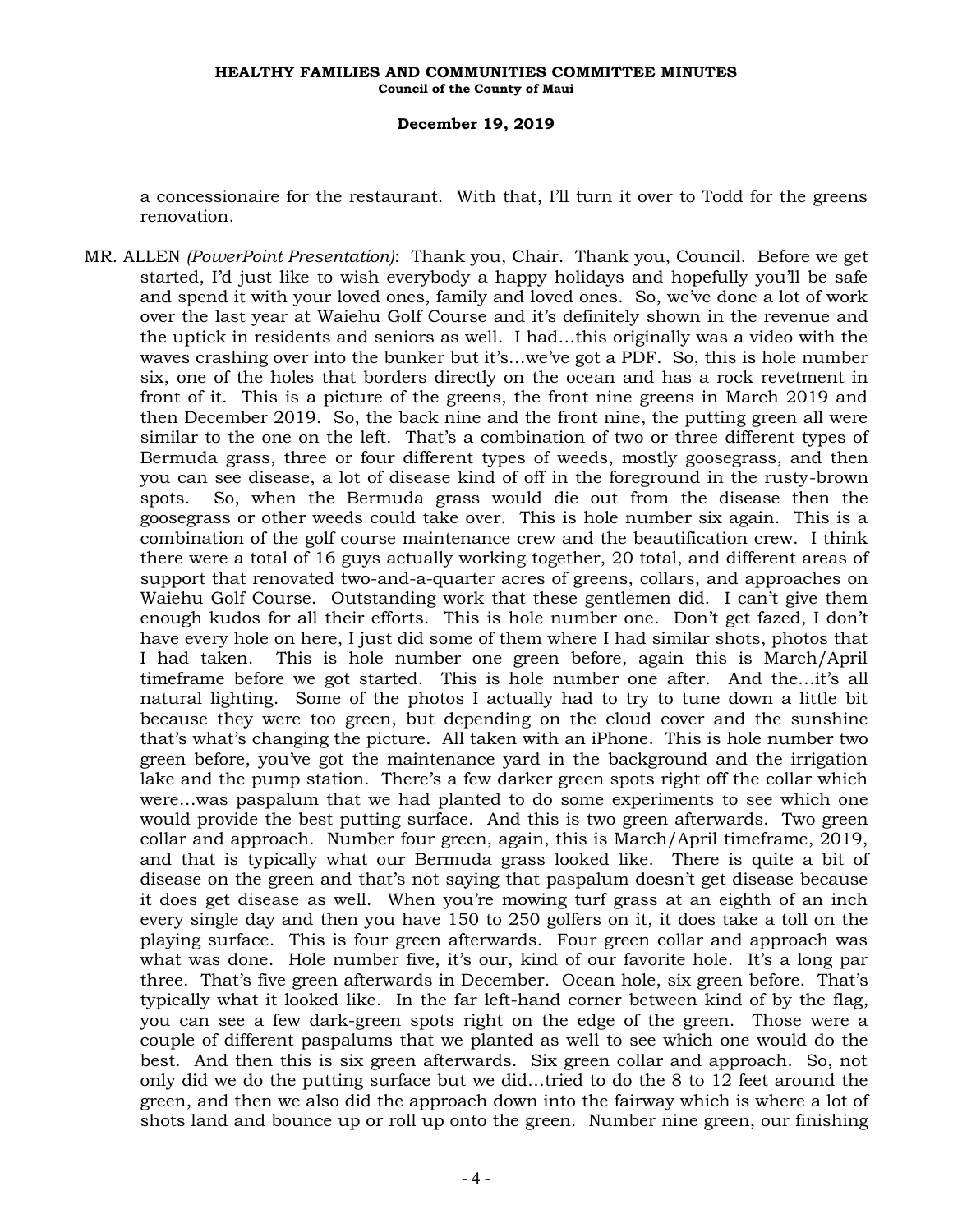a concessionaire for the restaurant. With that, I'll turn it over to Todd for the greens renovation.

MR. ALLEN *(PowerPoint Presentation)*: Thank you, Chair. Thank you, Council. Before we get started, I'd just like to wish everybody a happy holidays and hopefully you'll be safe and spend it with your loved ones, family and loved ones. So, we've done a lot of work over the last year at Waiehu Golf Course and it's definitely shown in the revenue and the uptick in residents and seniors as well. I had...this originally was a video with the waves crashing over into the bunker but it's...we've got a PDF. So, this is hole number six, one of the holes that borders directly on the ocean and has a rock revetment in front of it. This is a picture of the greens, the front nine greens in March 2019 and then December 2019. So, the back nine and the front nine, the putting green all were similar to the one on the left. That's a combination of two or three different types of Bermuda grass, three or four different types of weeds, mostly goosegrass, and then you can see disease, a lot of disease kind of off in the foreground in the rusty-brown spots. So, when the Bermuda grass would die out from the disease then the goosegrass or other weeds could take over. This is hole number six again. This is a combination of the golf course maintenance crew and the beautification crew. I think there were a total of 16 guys actually working together, 20 total, and different areas of support that renovated two-and-a-quarter acres of greens, collars, and approaches on Waiehu Golf Course. Outstanding work that these gentlemen did. I can't give them enough kudos for all their efforts. This is hole number one. Don't get fazed, I don't have every hole on here, I just did some of them where I had similar shots, photos that I had taken. This is hole number one green before, again this is March/April timeframe before we got started. This is hole number one after. And the...it's all natural lighting. Some of the photos I actually had to try to tune down a little bit because they were too green, but depending on the cloud cover and the sunshine that's what's changing the picture. All taken with an iPhone. This is hole number two green before, you've got the maintenance yard in the background and the irrigation lake and the pump station. There's a few darker green spots right off the collar which were...was paspalum that we had planted to do some experiments to see which one would provide the best putting surface. And this is two green afterwards. Two green collar and approach. Number four green, again, this is March/April timeframe, 2019, and that is typically what our Bermuda grass looked like. There is quite a bit of disease on the green and that's not saying that paspalum doesn't get disease because it does get disease as well. When you're mowing turf grass at an eighth of an inch every single day and then you have 150 to 250 golfers on it, it does take a toll on the playing surface. This is four green afterwards. Four green collar and approach was what was done. Hole number five, it's our, kind of our favorite hole. It's a long par three. That's five green afterwards in December. Ocean hole, six green before. That's typically what it looked like. In the far left-hand corner between kind of by the flag, you can see a few dark-green spots right on the edge of the green. Those were a couple of different paspalums that we planted as well to see which one would do the best. And then this is six green afterwards. Six green collar and approach. So, not only did we do the putting surface but we did...tried to do the 8 to 12 feet around the green, and then we also did the approach down into the fairway which is where a lot of shots land and bounce up or roll up onto the green. Number nine green, our finishing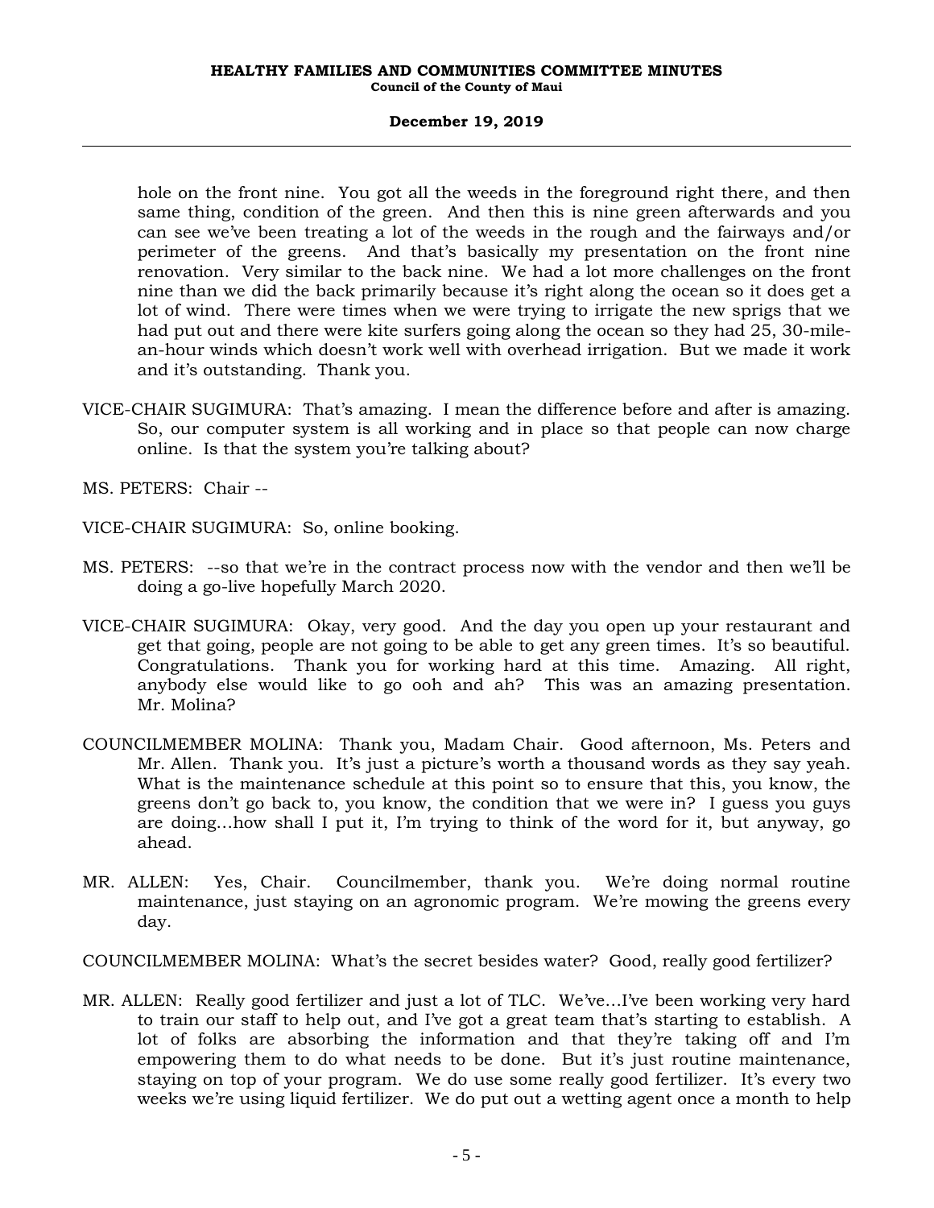hole on the front nine. You got all the weeds in the foreground right there, and then same thing, condition of the green. And then this is nine green afterwards and you can see we've been treating a lot of the weeds in the rough and the fairways and/or perimeter of the greens. And that's basically my presentation on the front nine renovation. Very similar to the back nine. We had a lot more challenges on the front nine than we did the back primarily because it's right along the ocean so it does get a lot of wind. There were times when we were trying to irrigate the new sprigs that we had put out and there were kite surfers going along the ocean so they had 25, 30-mile-an-hour winds which doesn't work well with overhead irrigation. But we made it work and it's outstanding. Thank you.

VICE-CHAIR SUGIMURA: That's amazing. I mean the difference before and after is amazing. So, our computer system is all working and in place so that people can now charge online. Is that the system you're talking about?

MS. PETERS: Chair --

VICE-CHAIR SUGIMURA: So, online booking.

MS. PETERS: --so that we're in the contract process now with the vendor and then we'll be doing a go-live hopefully March 2020.

VICE-CHAIR SUGIMURA: Okay, very good. And the day you open up your restaurant and get that going, people are not going to be able to get any green times. It's so beautiful. Congratulations. Thank you for working hard at this time. Amazing. All right, anybody else would like to go ooh and ah? This was an amazing presentation. Mr. Molina?

COUNCILMEMBER MOLINA: Thank you, Madam Chair. Good afternoon, Ms. Peters and Mr. Allen. Thank you. It's just a picture's worth a thousand words as they say yeah. What is the maintenance schedule at this point so to ensure that this, you know, the greens don't go back to, you know, the condition that we were in? I guess you guys are doing...how shall I put it, I'm trying to think of the word for it, but anyway, go ahead.

MR. ALLEN: Yes, Chair. Councilmember, thank you. We're doing normal routine maintenance, just staying on an agronomic program. We're mowing the greens every day.

COUNCILMEMBER MOLINA: What's the secret besides water? Good, really good fertilizer?

MR. ALLEN: Really good fertilizer and just a lot of TLC. We've...I've been working very hard to train our staff to help out, and I've got a great team that's starting to establish. A lot of folks are absorbing the information and that they're taking off and I'm empowering them to do what needs to be done. But it's just routine maintenance, staying on top of your program. We do use some really good fertilizer. It's every two weeks we're using liquid fertilizer. We do put out a wetting agent once a month to help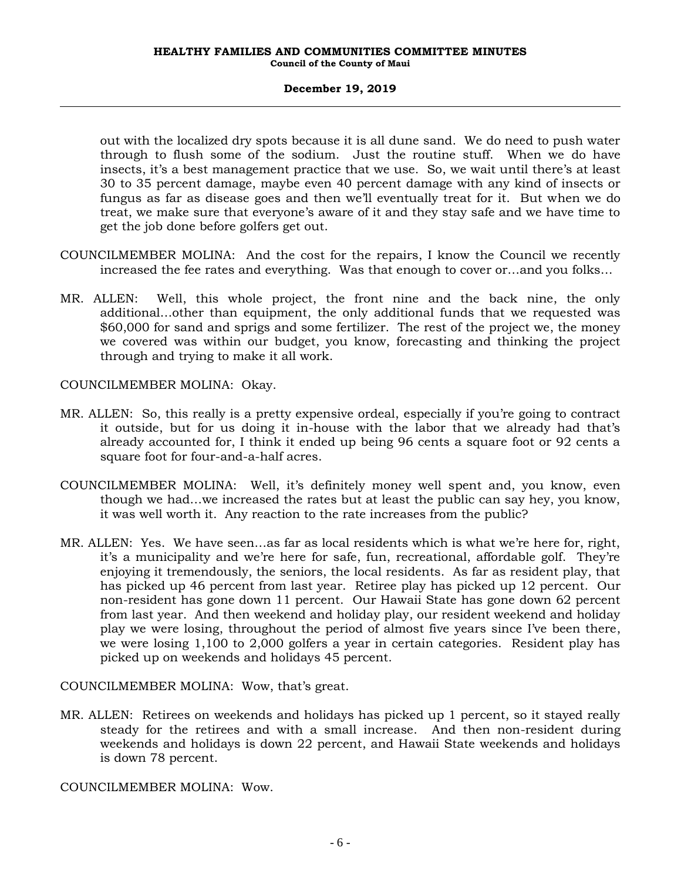out with the localized dry spots because it is all dune sand. We do need to push water through to flush some of the sodium. Just the routine stuff. When we do have insects, it's a best management practice that we use. So, we wait until there's at least 30 to 35 percent damage, maybe even 40 percent damage with any kind of insects or fungus as far as disease goes and then we'll eventually treat for it. But when we do treat, we make sure that everyone's aware of it and they stay safe and we have time to get the job done before golfers get out.

COUNCILMEMBER MOLINA: And the cost for the repairs, I know the Council we recently increased the fee rates and everything. Was that enough to cover or...and you folks...

MR. ALLEN: Well, this whole project, the front nine and the back nine, the only additional...other than equipment, the only additional funds that we requested was $60,000 for sand and sprigs and some fertilizer. The rest of the project we, the money we covered was within our budget, you know, forecasting and thinking the project through and trying to make it all work.

COUNCILMEMBER MOLINA: Okay.

MR. ALLEN: So, this really is a pretty expensive ordeal, especially if you're going to contract it outside, but for us doing it in-house with the labor that we already had that's already accounted for, I think it ended up being 96 cents a square foot or 92 cents a square foot for four-and-a-half acres.

COUNCILMEMBER MOLINA: Well, it's definitely money well spent and, you know, even though we had...we increased the rates but at least the public can say hey, you know, it was well worth it. Any reaction to the rate increases from the public?

MR. ALLEN: Yes. We have seen...as far as local residents which is what we're here for, right, it's a municipality and we're here for safe, fun, recreational, affordable golf. They're enjoying it tremendously, the seniors, the local residents. As far as resident play, that has picked up 46 percent from last year. Retiree play has picked up 12 percent. Our non-resident has gone down 11 percent. Our Hawaii State has gone down 62 percent from last year. And then weekend and holiday play, our resident weekend and holiday play we were losing, throughout the period of almost five years since I've been there, we were losing 1,100 to 2,000 golfers a year in certain categories. Resident play has picked up on weekends and holidays 45 percent.

COUNCILMEMBER MOLINA: Wow, that's great.

MR. ALLEN: Retirees on weekends and holidays has picked up 1 percent, so it stayed really steady for the retirees and with a small increase. And then non-resident during weekends and holidays is down 22 percent, and Hawaii State weekends and holidays is down 78 percent.

COUNCILMEMBER MOLINA: Wow.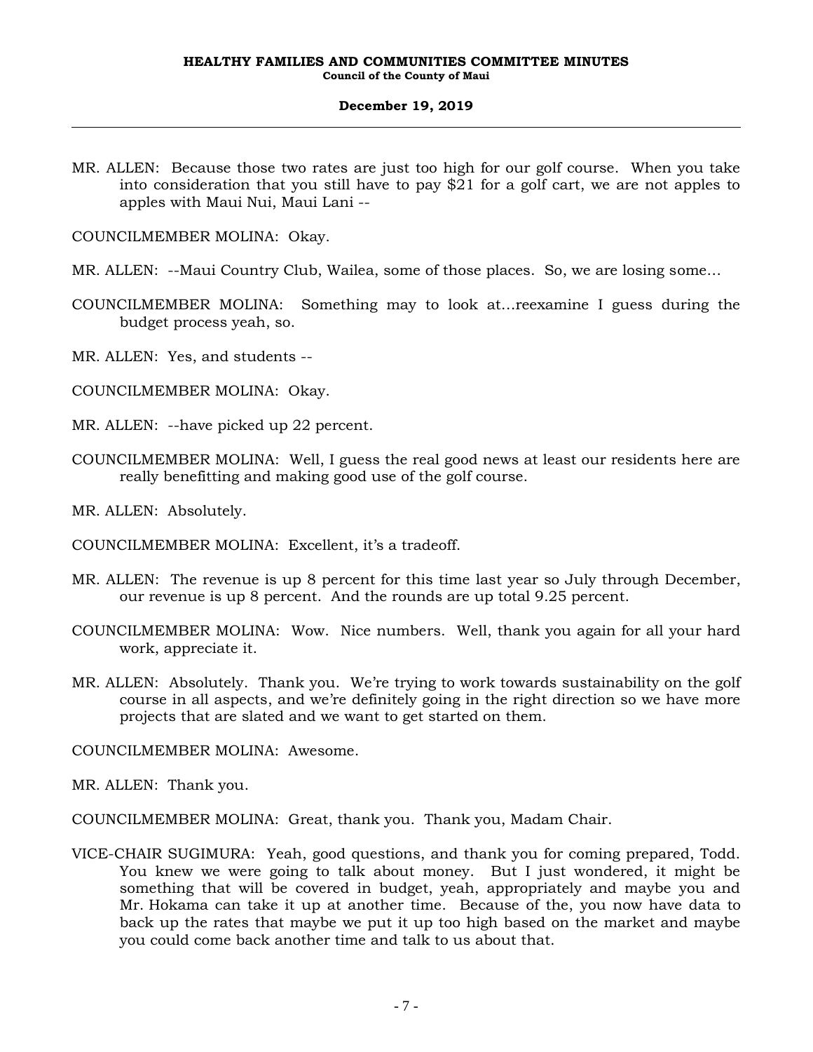MR. ALLEN: Because those two rates are just too high for our golf course. When you take into consideration that you still have to pay $21 for a golf cart, we are not apples to apples with Maui Nui, Maui Lani --

COUNCILMEMBER MOLINA: Okay.

MR. ALLEN: --Maui Country Club, Wailea, some of those places. So, we are losing some…

COUNCILMEMBER MOLINA: Something may to look at…reexamine I guess during the budget process yeah, so.

MR. ALLEN: Yes, and students --

COUNCILMEMBER MOLINA: Okay.

MR. ALLEN: --have picked up 22 percent.

COUNCILMEMBER MOLINA: Well, I guess the real good news at least our residents here are really benefitting and making good use of the golf course.

MR. ALLEN: Absolutely.

COUNCILMEMBER MOLINA: Excellent, it's a tradeoff.

MR. ALLEN: The revenue is up 8 percent for this time last year so July through December, our revenue is up 8 percent. And the rounds are up total 9.25 percent.

COUNCILMEMBER MOLINA: Wow. Nice numbers. Well, thank you again for all your hard work, appreciate it.

MR. ALLEN: Absolutely. Thank you. We're trying to work towards sustainability on the golf course in all aspects, and we're definitely going in the right direction so we have more projects that are slated and we want to get started on them.

COUNCILMEMBER MOLINA: Awesome.

MR. ALLEN: Thank you.

COUNCILMEMBER MOLINA: Great, thank you. Thank you, Madam Chair.

VICE-CHAIR SUGIMURA: Yeah, good questions, and thank you for coming prepared, Todd. You knew we were going to talk about money. But I just wondered, it might be something that will be covered in budget, yeah, appropriately and maybe you and Mr. Hokama can take it up at another time. Because of the, you now have data to back up the rates that maybe we put it up too high based on the market and maybe you could come back another time and talk to us about that.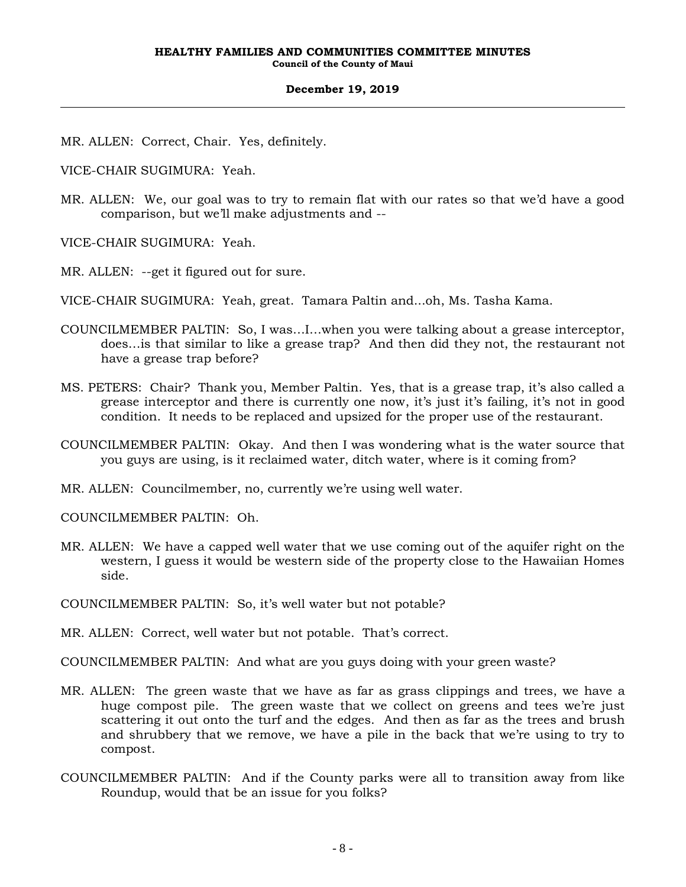MR. ALLEN: Correct, Chair. Yes, definitely.

VICE-CHAIR SUGIMURA: Yeah.

MR. ALLEN: We, our goal was to try to remain flat with our rates so that we'd have a good comparison, but we'll make adjustments and --

VICE-CHAIR SUGIMURA: Yeah.

MR. ALLEN: --get it figured out for sure.

VICE-CHAIR SUGIMURA: Yeah, great. Tamara Paltin and...oh, Ms. Tasha Kama.

COUNCILMEMBER PALTIN: So, I was...I...when you were talking about a grease interceptor, does...is that similar to like a grease trap? And then did they not, the restaurant not have a grease trap before?

MS. PETERS: Chair? Thank you, Member Paltin. Yes, that is a grease trap, it's also called a grease interceptor and there is currently one now, it's just it's failing, it's not in good condition. It needs to be replaced and upsized for the proper use of the restaurant.

COUNCILMEMBER PALTIN: Okay. And then I was wondering what is the water source that you guys are using, is it reclaimed water, ditch water, where is it coming from?

MR. ALLEN: Councilmember, no, currently we're using well water.

COUNCILMEMBER PALTIN: Oh.

MR. ALLEN: We have a capped well water that we use coming out of the aquifer right on the western, I guess it would be western side of the property close to the Hawaiian Homes side.

COUNCILMEMBER PALTIN: So, it's well water but not potable?

MR. ALLEN: Correct, well water but not potable. That's correct.

COUNCILMEMBER PALTIN: And what are you guys doing with your green waste?

MR. ALLEN: The green waste that we have as far as grass clippings and trees, we have a huge compost pile. The green waste that we collect on greens and tees we're just scattering it out onto the turf and the edges. And then as far as the trees and brush and shrubbery that we remove, we have a pile in the back that we're using to try to compost.

COUNCILMEMBER PALTIN: And if the County parks were all to transition away from like Roundup, would that be an issue for you folks?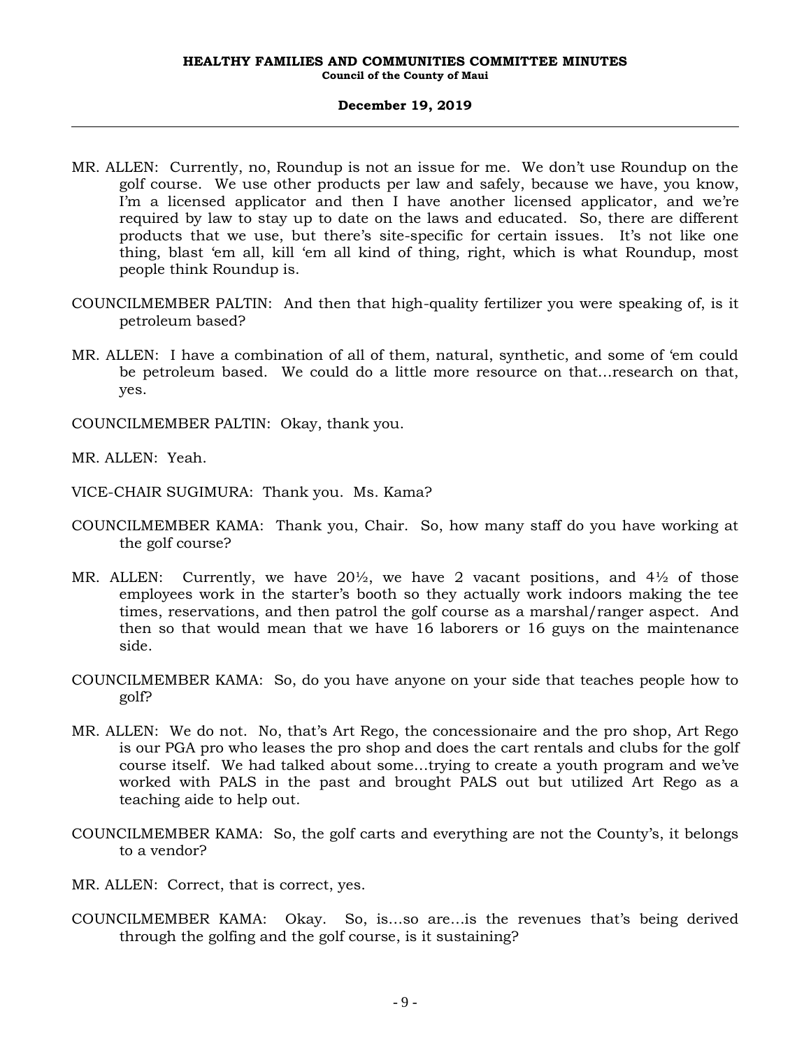MR. ALLEN: Currently, no, Roundup is not an issue for me. We don't use Roundup on the golf course. We use other products per law and safely, because we have, you know, I'm a licensed applicator and then I have another licensed applicator, and we're required by law to stay up to date on the laws and educated. So, there are different products that we use, but there's site-specific for certain issues. It's not like one thing, blast 'em all, kill 'em all kind of thing, right, which is what Roundup, most people think Roundup is.

COUNCILMEMBER PALTIN: And then that high-quality fertilizer you were speaking of, is it petroleum based?

MR. ALLEN: I have a combination of all of them, natural, synthetic, and some of 'em could be petroleum based. We could do a little more resource on that...research on that, yes.

COUNCILMEMBER PALTIN: Okay, thank you.

MR. ALLEN: Yeah.

VICE-CHAIR SUGIMURA: Thank you. Ms. Kama?

COUNCILMEMBER KAMA: Thank you, Chair. So, how many staff do you have working at the golf course?

MR. ALLEN: Currently, we have 20½, we have 2 vacant positions, and 4½ of those employees work in the starter's booth so they actually work indoors making the tee times, reservations, and then patrol the golf course as a marshal/ranger aspect. And then so that would mean that we have 16 laborers or 16 guys on the maintenance side.

COUNCILMEMBER KAMA: So, do you have anyone on your side that teaches people how to golf?

MR. ALLEN: We do not. No, that's Art Rego, the concessionaire and the pro shop, Art Rego is our PGA pro who leases the pro shop and does the cart rentals and clubs for the golf course itself. We had talked about some...trying to create a youth program and we've worked with PALS in the past and brought PALS out but utilized Art Rego as a teaching aide to help out.

COUNCILMEMBER KAMA: So, the golf carts and everything are not the County's, it belongs to a vendor?

MR. ALLEN: Correct, that is correct, yes.

COUNCILMEMBER KAMA: Okay. So, is...so are...is the revenues that's being derived through the golfing and the golf course, is it sustaining?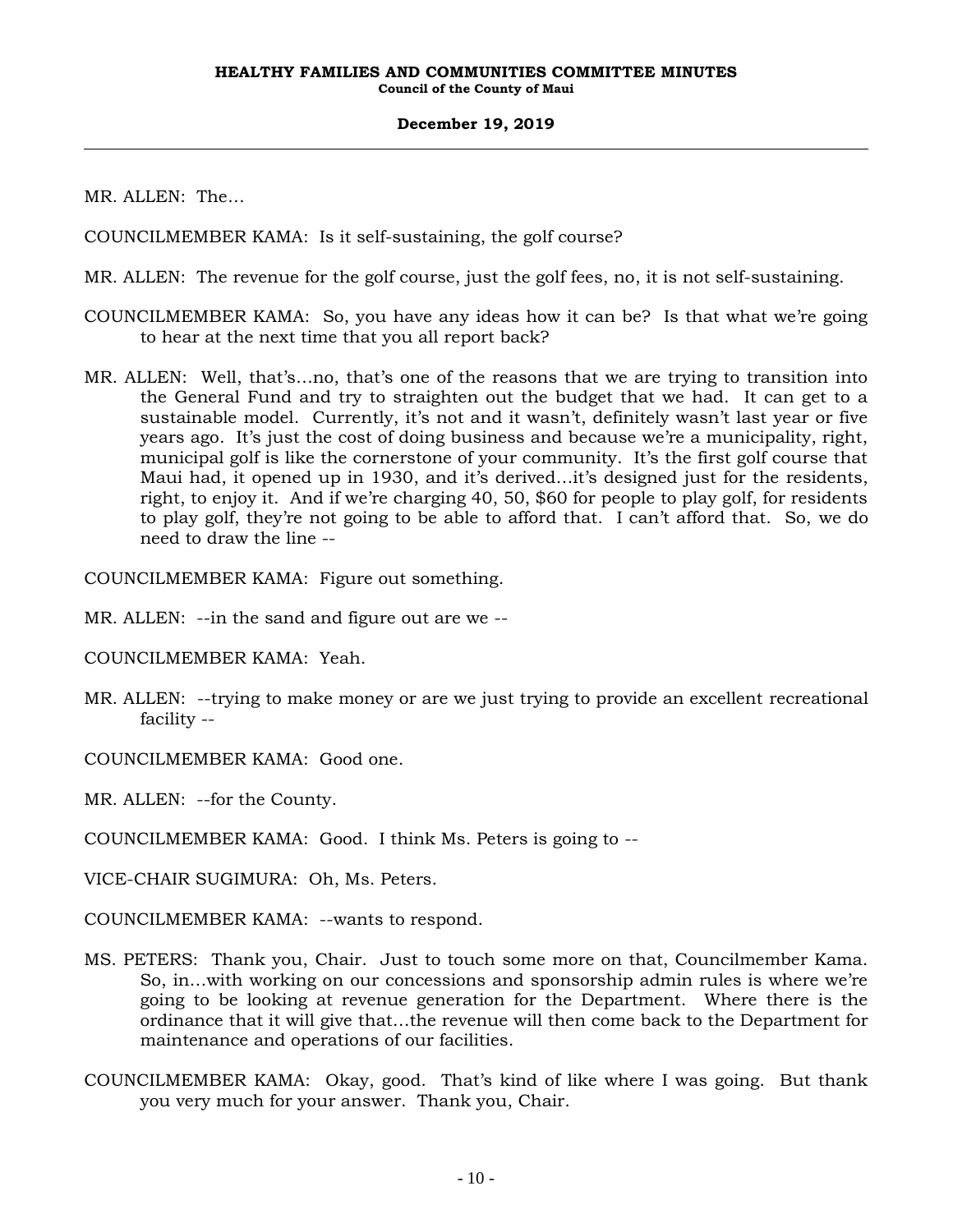MR. ALLEN: The…

COUNCILMEMBER KAMA: Is it self-sustaining, the golf course?

MR. ALLEN: The revenue for the golf course, just the golf fees, no, it is not self-sustaining.

COUNCILMEMBER KAMA: So, you have any ideas how it can be? Is that what we're going to hear at the next time that you all report back?

MR. ALLEN: Well, that's…no, that's one of the reasons that we are trying to transition into the General Fund and try to straighten out the budget that we had. It can get to a sustainable model. Currently, it's not and it wasn't, definitely wasn't last year or five years ago. It's just the cost of doing business and because we're a municipality, right, municipal golf is like the cornerstone of your community. It's the first golf course that Maui had, it opened up in 1930, and it's derived…it's designed just for the residents, right, to enjoy it. And if we're charging 40, 50, $60 for people to play golf, for residents to play golf, they're not going to be able to afford that. I can't afford that. So, we do need to draw the line --

COUNCILMEMBER KAMA: Figure out something.

MR. ALLEN: --in the sand and figure out are we --

COUNCILMEMBER KAMA: Yeah.

MR. ALLEN: --trying to make money or are we just trying to provide an excellent recreational facility --

COUNCILMEMBER KAMA: Good one.

MR. ALLEN: --for the County.

COUNCILMEMBER KAMA: Good. I think Ms. Peters is going to --

VICE-CHAIR SUGIMURA: Oh, Ms. Peters.

COUNCILMEMBER KAMA: --wants to respond.

MS. PETERS: Thank you, Chair. Just to touch some more on that, Councilmember Kama. So, in…with working on our concessions and sponsorship admin rules is where we're going to be looking at revenue generation for the Department. Where there is the ordinance that it will give that…the revenue will then come back to the Department for maintenance and operations of our facilities.

COUNCILMEMBER KAMA: Okay, good. That's kind of like where I was going. But thank you very much for your answer. Thank you, Chair.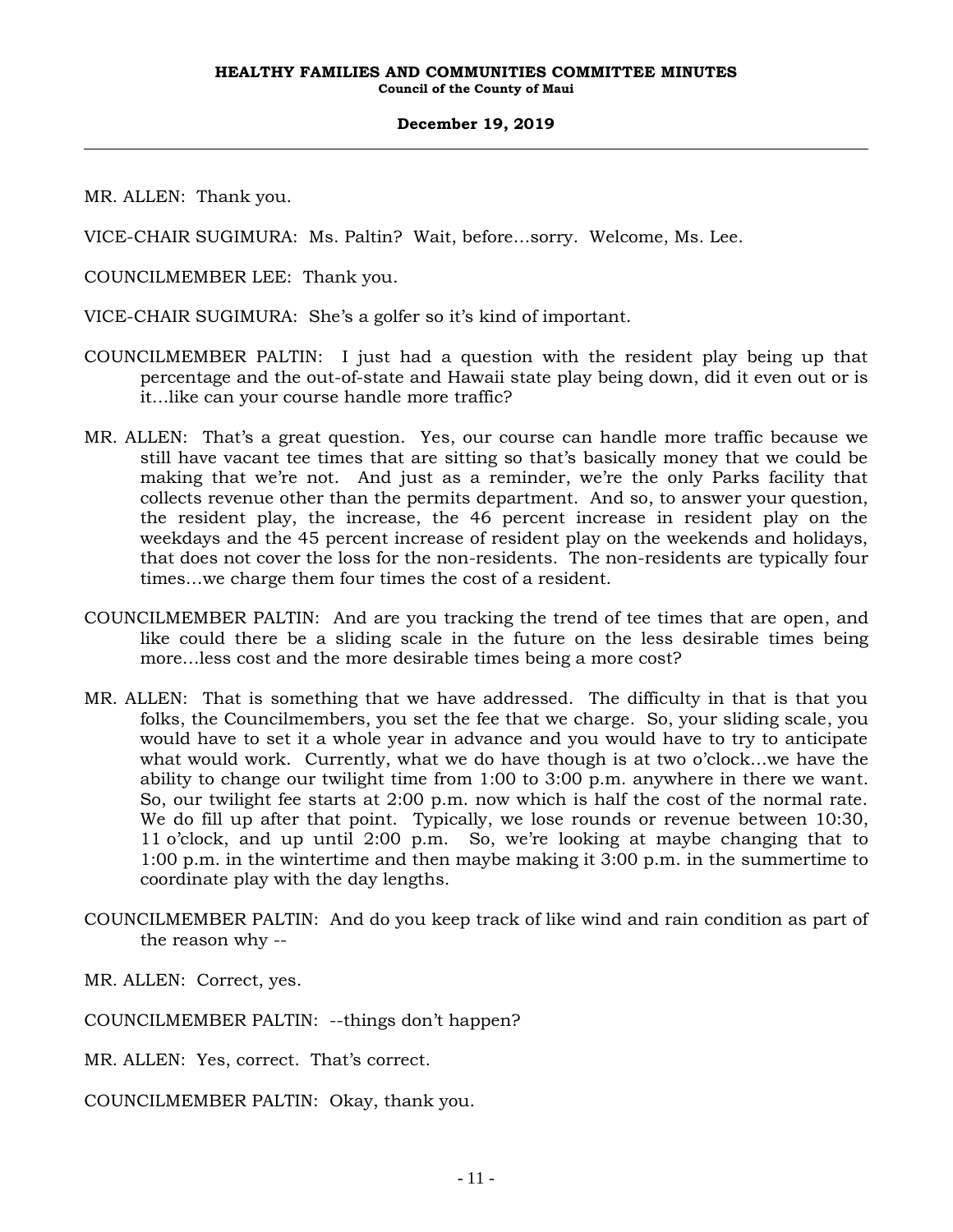MR. ALLEN: Thank you.

VICE-CHAIR SUGIMURA: Ms. Paltin? Wait, before…sorry. Welcome, Ms. Lee.

COUNCILMEMBER LEE: Thank you.

VICE-CHAIR SUGIMURA: She's a golfer so it's kind of important.

COUNCILMEMBER PALTIN: I just had a question with the resident play being up that percentage and the out-of-state and Hawaii state play being down, did it even out or is it…like can your course handle more traffic?

MR. ALLEN: That's a great question. Yes, our course can handle more traffic because we still have vacant tee times that are sitting so that's basically money that we could be making that we're not. And just as a reminder, we're the only Parks facility that collects revenue other than the permits department. And so, to answer your question, the resident play, the increase, the 46 percent increase in resident play on the weekdays and the 45 percent increase of resident play on the weekends and holidays, that does not cover the loss for the non-residents. The non-residents are typically four times…we charge them four times the cost of a resident.

COUNCILMEMBER PALTIN: And are you tracking the trend of tee times that are open, and like could there be a sliding scale in the future on the less desirable times being more…less cost and the more desirable times being a more cost?

MR. ALLEN: That is something that we have addressed. The difficulty in that is that you folks, the Councilmembers, you set the fee that we charge. So, your sliding scale, you would have to set it a whole year in advance and you would have to try to anticipate what would work. Currently, what we do have though is at two o'clock…we have the ability to change our twilight time from 1:00 to 3:00 p.m. anywhere in there we want. So, our twilight fee starts at 2:00 p.m. now which is half the cost of the normal rate. We do fill up after that point. Typically, we lose rounds or revenue between 10:30, 11 o'clock, and up until 2:00 p.m. So, we're looking at maybe changing that to 1:00 p.m. in the wintertime and then maybe making it 3:00 p.m. in the summertime to coordinate play with the day lengths.

COUNCILMEMBER PALTIN: And do you keep track of like wind and rain condition as part of the reason why --

MR. ALLEN: Correct, yes.

COUNCILMEMBER PALTIN: --things don't happen?

MR. ALLEN: Yes, correct. That's correct.

COUNCILMEMBER PALTIN: Okay, thank you.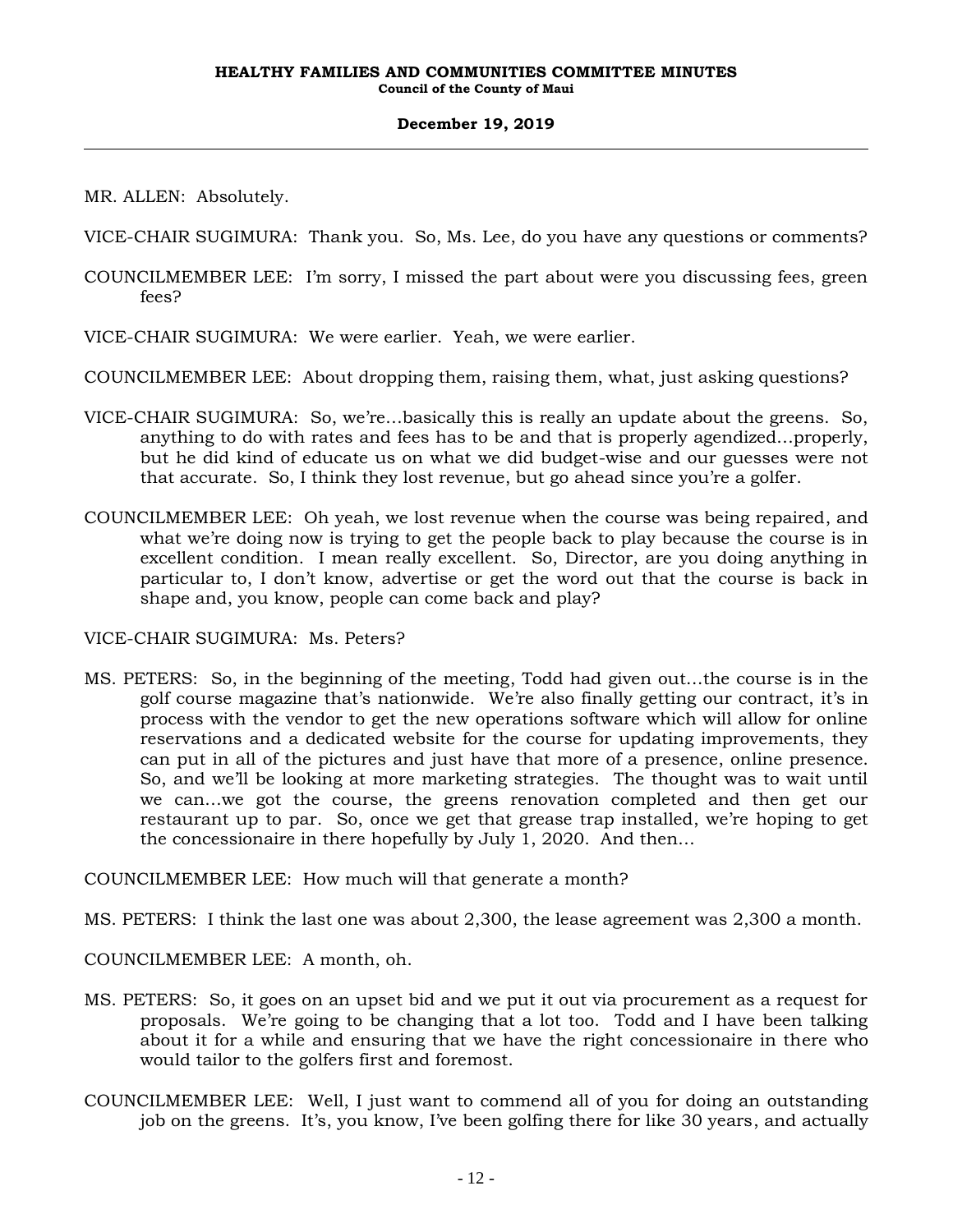MR. ALLEN: Absolutely.

VICE-CHAIR SUGIMURA: Thank you. So, Ms. Lee, do you have any questions or comments?

COUNCILMEMBER LEE: I'm sorry, I missed the part about were you discussing fees, green fees?

VICE-CHAIR SUGIMURA: We were earlier. Yeah, we were earlier.

COUNCILMEMBER LEE: About dropping them, raising them, what, just asking questions?

VICE-CHAIR SUGIMURA: So, we're...basically this is really an update about the greens. So, anything to do with rates and fees has to be and that is properly agendized...properly, but he did kind of educate us on what we did budget-wise and our guesses were not that accurate. So, I think they lost revenue, but go ahead since you're a golfer.

COUNCILMEMBER LEE: Oh yeah, we lost revenue when the course was being repaired, and what we're doing now is trying to get the people back to play because the course is in excellent condition. I mean really excellent. So, Director, are you doing anything in particular to, I don't know, advertise or get the word out that the course is back in shape and, you know, people can come back and play?

VICE-CHAIR SUGIMURA: Ms. Peters?

MS. PETERS: So, in the beginning of the meeting, Todd had given out...the course is in the golf course magazine that's nationwide. We're also finally getting our contract, it's in process with the vendor to get the new operations software which will allow for online reservations and a dedicated website for the course for updating improvements, they can put in all of the pictures and just have that more of a presence, online presence. So, and we'll be looking at more marketing strategies. The thought was to wait until we can...we got the course, the greens renovation completed and then get our restaurant up to par. So, once we get that grease trap installed, we're hoping to get the concessionaire in there hopefully by July 1, 2020. And then...

COUNCILMEMBER LEE: How much will that generate a month?

MS. PETERS: I think the last one was about 2,300, the lease agreement was 2,300 a month.

COUNCILMEMBER LEE: A month, oh.

MS. PETERS: So, it goes on an upset bid and we put it out via procurement as a request for proposals. We're going to be changing that a lot too. Todd and I have been talking about it for a while and ensuring that we have the right concessionaire in there who would tailor to the golfers first and foremost.

COUNCILMEMBER LEE: Well, I just want to commend all of you for doing an outstanding job on the greens. It's, you know, I've been golfing there for like 30 years, and actually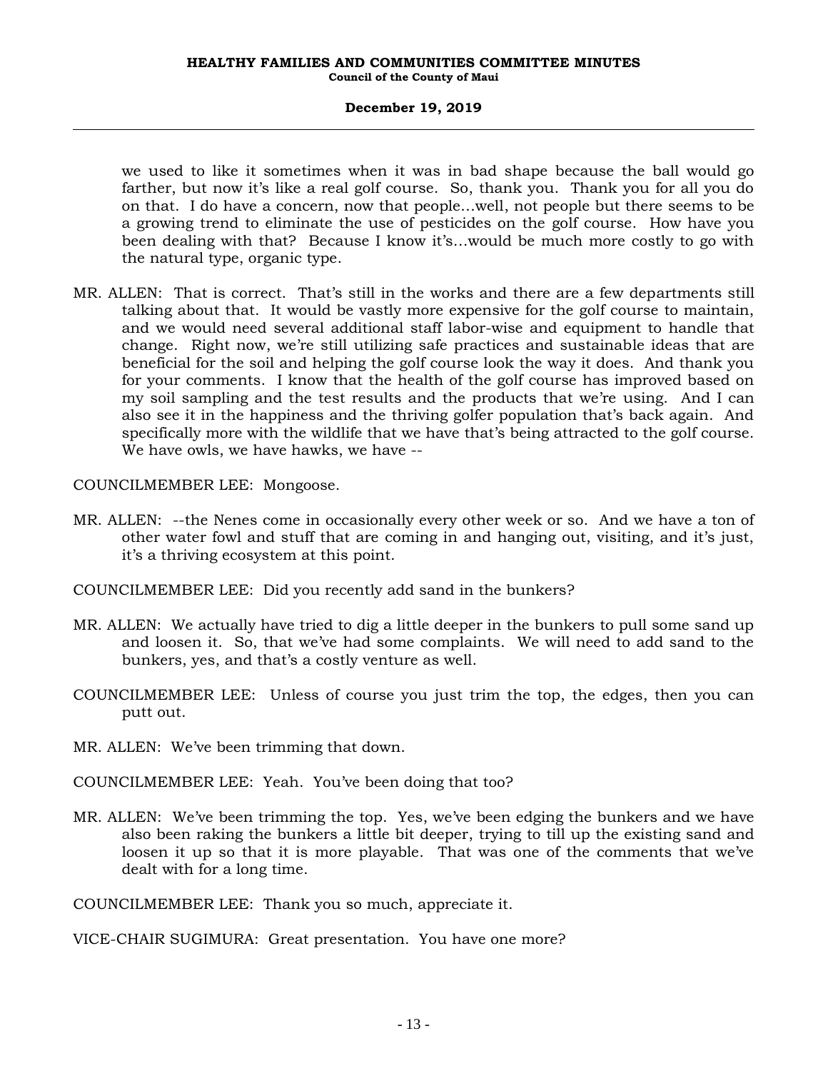we used to like it sometimes when it was in bad shape because the ball would go farther, but now it's like a real golf course. So, thank you. Thank you for all you do on that. I do have a concern, now that people...well, not people but there seems to be a growing trend to eliminate the use of pesticides on the golf course. How have you been dealing with that? Because I know it's...would be much more costly to go with the natural type, organic type.

MR. ALLEN: That is correct. That's still in the works and there are a few departments still talking about that. It would be vastly more expensive for the golf course to maintain, and we would need several additional staff labor-wise and equipment to handle that change. Right now, we're still utilizing safe practices and sustainable ideas that are beneficial for the soil and helping the golf course look the way it does. And thank you for your comments. I know that the health of the golf course has improved based on my soil sampling and the test results and the products that we're using. And I can also see it in the happiness and the thriving golfer population that's back again. And specifically more with the wildlife that we have that's being attracted to the golf course. We have owls, we have hawks, we have --

COUNCILMEMBER LEE: Mongoose.

MR. ALLEN: --the Nenes come in occasionally every other week or so. And we have a ton of other water fowl and stuff that are coming in and hanging out, visiting, and it's just, it's a thriving ecosystem at this point.

COUNCILMEMBER LEE: Did you recently add sand in the bunkers?

MR. ALLEN: We actually have tried to dig a little deeper in the bunkers to pull some sand up and loosen it. So, that we've had some complaints. We will need to add sand to the bunkers, yes, and that's a costly venture as well.

COUNCILMEMBER LEE: Unless of course you just trim the top, the edges, then you can putt out.

MR. ALLEN: We've been trimming that down.

COUNCILMEMBER LEE: Yeah. You've been doing that too?

MR. ALLEN: We've been trimming the top. Yes, we've been edging the bunkers and we have also been raking the bunkers a little bit deeper, trying to till up the existing sand and loosen it up so that it is more playable. That was one of the comments that we've dealt with for a long time.

COUNCILMEMBER LEE: Thank you so much, appreciate it.

VICE-CHAIR SUGIMURA: Great presentation. You have one more?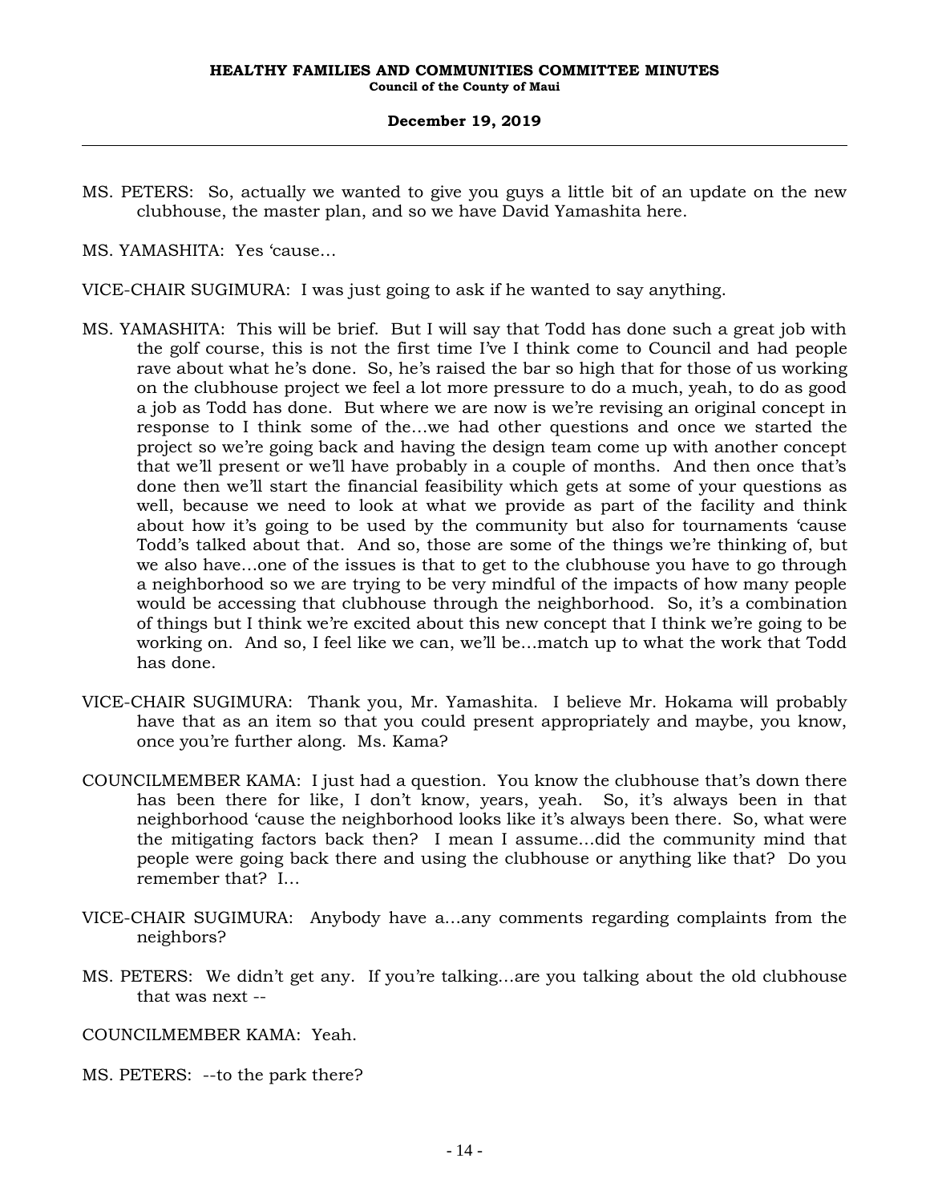MS. PETERS: So, actually we wanted to give you guys a little bit of an update on the new clubhouse, the master plan, and so we have David Yamashita here.

MS. YAMASHITA: Yes 'cause…

VICE-CHAIR SUGIMURA: I was just going to ask if he wanted to say anything.

MS. YAMASHITA: This will be brief. But I will say that Todd has done such a great job with the golf course, this is not the first time I've I think come to Council and had people rave about what he's done. So, he's raised the bar so high that for those of us working on the clubhouse project we feel a lot more pressure to do a much, yeah, to do as good a job as Todd has done. But where we are now is we're revising an original concept in response to I think some of the…we had other questions and once we started the project so we're going back and having the design team come up with another concept that we'll present or we'll have probably in a couple of months. And then once that's done then we'll start the financial feasibility which gets at some of your questions as well, because we need to look at what we provide as part of the facility and think about how it's going to be used by the community but also for tournaments 'cause Todd's talked about that. And so, those are some of the things we're thinking of, but we also have…one of the issues is that to get to the clubhouse you have to go through a neighborhood so we are trying to be very mindful of the impacts of how many people would be accessing that clubhouse through the neighborhood. So, it's a combination of things but I think we're excited about this new concept that I think we're going to be working on. And so, I feel like we can, we'll be…match up to what the work that Todd has done.

VICE-CHAIR SUGIMURA: Thank you, Mr. Yamashita. I believe Mr. Hokama will probably have that as an item so that you could present appropriately and maybe, you know, once you're further along. Ms. Kama?

COUNCILMEMBER KAMA: I just had a question. You know the clubhouse that's down there has been there for like, I don't know, years, yeah. So, it's always been in that neighborhood 'cause the neighborhood looks like it's always been there. So, what were the mitigating factors back then? I mean I assume…did the community mind that people were going back there and using the clubhouse or anything like that? Do you remember that? I…

VICE-CHAIR SUGIMURA: Anybody have a…any comments regarding complaints from the neighbors?

MS. PETERS: We didn't get any. If you're talking…are you talking about the old clubhouse that was next --

COUNCILMEMBER KAMA: Yeah.

MS. PETERS: --to the park there?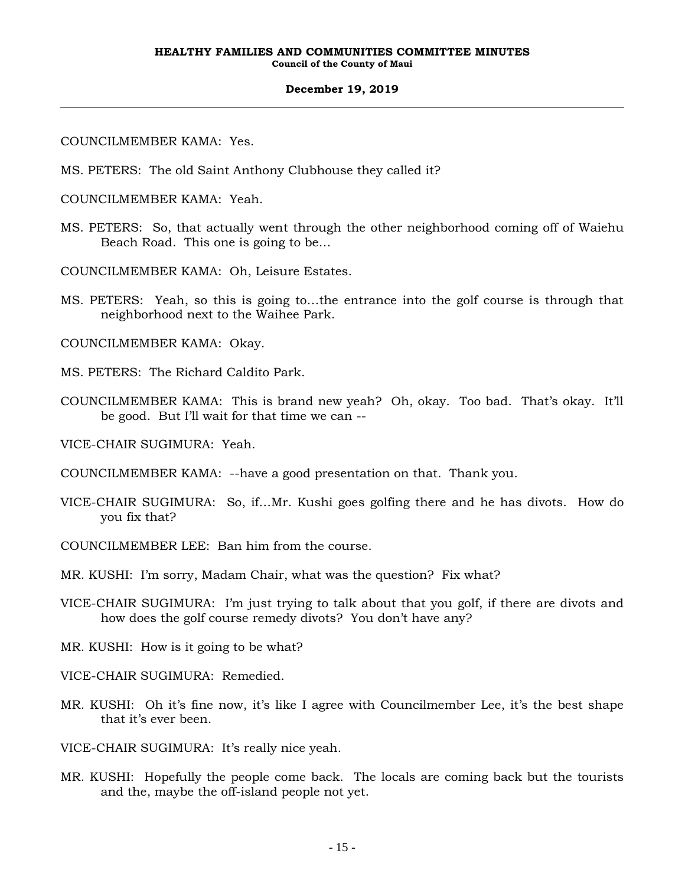COUNCILMEMBER KAMA: Yes.

MS. PETERS: The old Saint Anthony Clubhouse they called it?

COUNCILMEMBER KAMA: Yeah.

MS. PETERS: So, that actually went through the other neighborhood coming off of Waiehu Beach Road. This one is going to be…

COUNCILMEMBER KAMA: Oh, Leisure Estates.

MS. PETERS: Yeah, so this is going to…the entrance into the golf course is through that neighborhood next to the Waihee Park.

COUNCILMEMBER KAMA: Okay.

MS. PETERS: The Richard Caldito Park.

COUNCILMEMBER KAMA: This is brand new yeah? Oh, okay. Too bad. That's okay. It'll be good. But I'll wait for that time we can --

VICE-CHAIR SUGIMURA: Yeah.

COUNCILMEMBER KAMA: --have a good presentation on that. Thank you.

VICE-CHAIR SUGIMURA: So, if…Mr. Kushi goes golfing there and he has divots. How do you fix that?

COUNCILMEMBER LEE: Ban him from the course.

MR. KUSHI: I'm sorry, Madam Chair, what was the question? Fix what?

VICE-CHAIR SUGIMURA: I'm just trying to talk about that you golf, if there are divots and how does the golf course remedy divots? You don't have any?

MR. KUSHI: How is it going to be what?

VICE-CHAIR SUGIMURA: Remedied.

MR. KUSHI: Oh it's fine now, it's like I agree with Councilmember Lee, it's the best shape that it's ever been.

VICE-CHAIR SUGIMURA: It's really nice yeah.

MR. KUSHI: Hopefully the people come back. The locals are coming back but the tourists and the, maybe the off-island people not yet.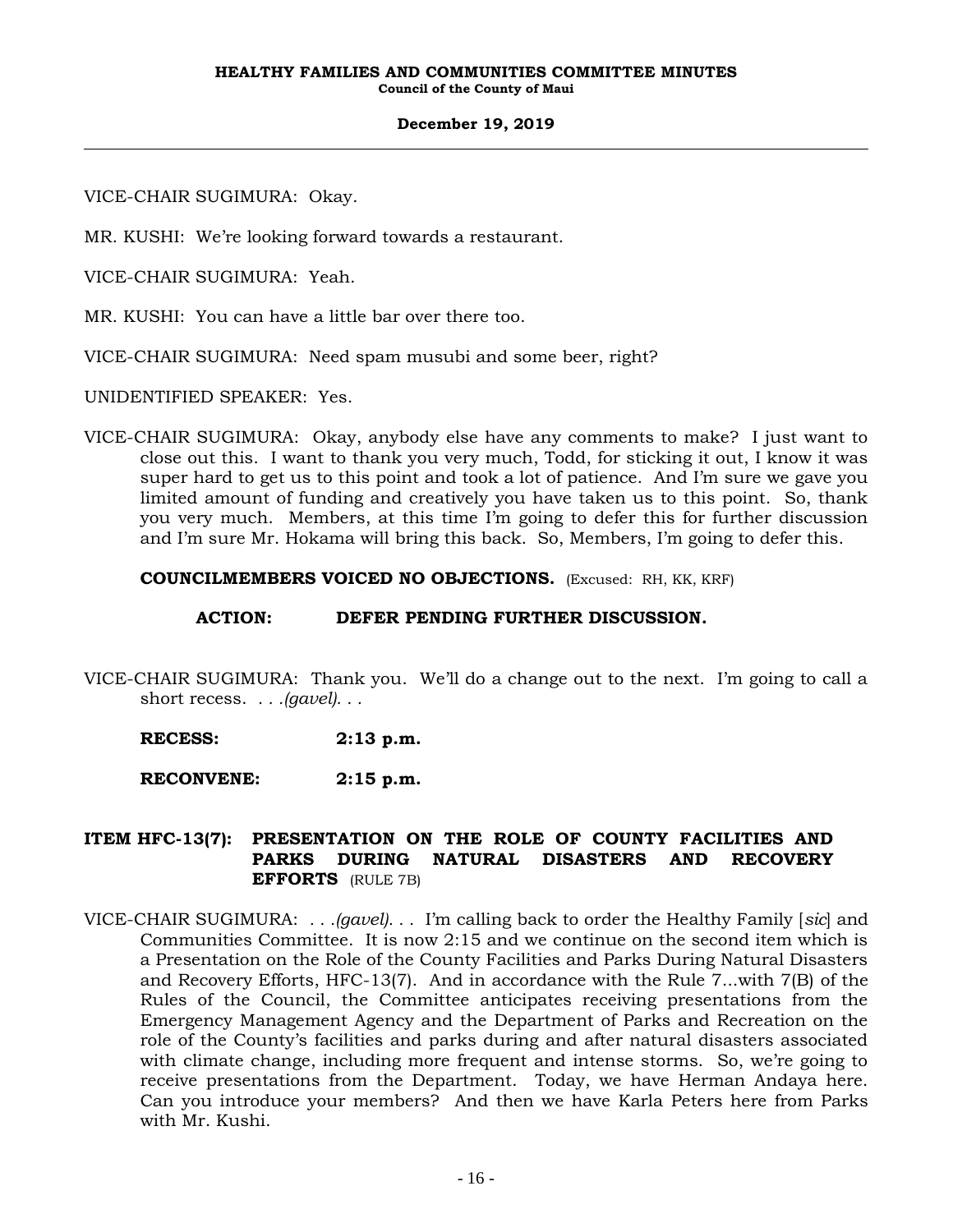VICE-CHAIR SUGIMURA: Okay.

MR. KUSHI: We're looking forward towards a restaurant.

VICE-CHAIR SUGIMURA: Yeah.

MR. KUSHI: You can have a little bar over there too.

VICE-CHAIR SUGIMURA: Need spam musubi and some beer, right?

UNIDENTIFIED SPEAKER: Yes.

VICE-CHAIR SUGIMURA: Okay, anybody else have any comments to make? I just want to close out this. I want to thank you very much, Todd, for sticking it out, I know it was super hard to get us to this point and took a lot of patience. And I'm sure we gave you limited amount of funding and creatively you have taken us to this point. So, thank you very much. Members, at this time I'm going to defer this for further discussion and I'm sure Mr. Hokama will bring this back. So, Members, I'm going to defer this.

**COUNCILMEMBERS VOICED NO OBJECTIONS.** (Excused: RH, KK, KRF)

**ACTION: DEFER PENDING FURTHER DISCUSSION.**

VICE-CHAIR SUGIMURA: Thank you. We'll do a change out to the next. I'm going to call a short recess. . . .*(gavel)*. . .

**RECESS: 2:13 p.m.**

**RECONVENE: 2:15 p.m.**

**ITEM HFC-13(7): PRESENTATION ON THE ROLE OF COUNTY FACILITIES AND PARKS DURING NATURAL DISASTERS AND RECOVERY EFFORTS** (RULE 7B)

VICE-CHAIR SUGIMURA: . . .*(gavel)*. . . I'm calling back to order the Healthy Family [*sic*] and Communities Committee. It is now 2:15 and we continue on the second item which is a Presentation on the Role of the County Facilities and Parks During Natural Disasters and Recovery Efforts, HFC-13(7). And in accordance with the Rule 7...with 7(B) of the Rules of the Council, the Committee anticipates receiving presentations from the Emergency Management Agency and the Department of Parks and Recreation on the role of the County's facilities and parks during and after natural disasters associated with climate change, including more frequent and intense storms. So, we're going to receive presentations from the Department. Today, we have Herman Andaya here. Can you introduce your members? And then we have Karla Peters here from Parks with Mr. Kushi.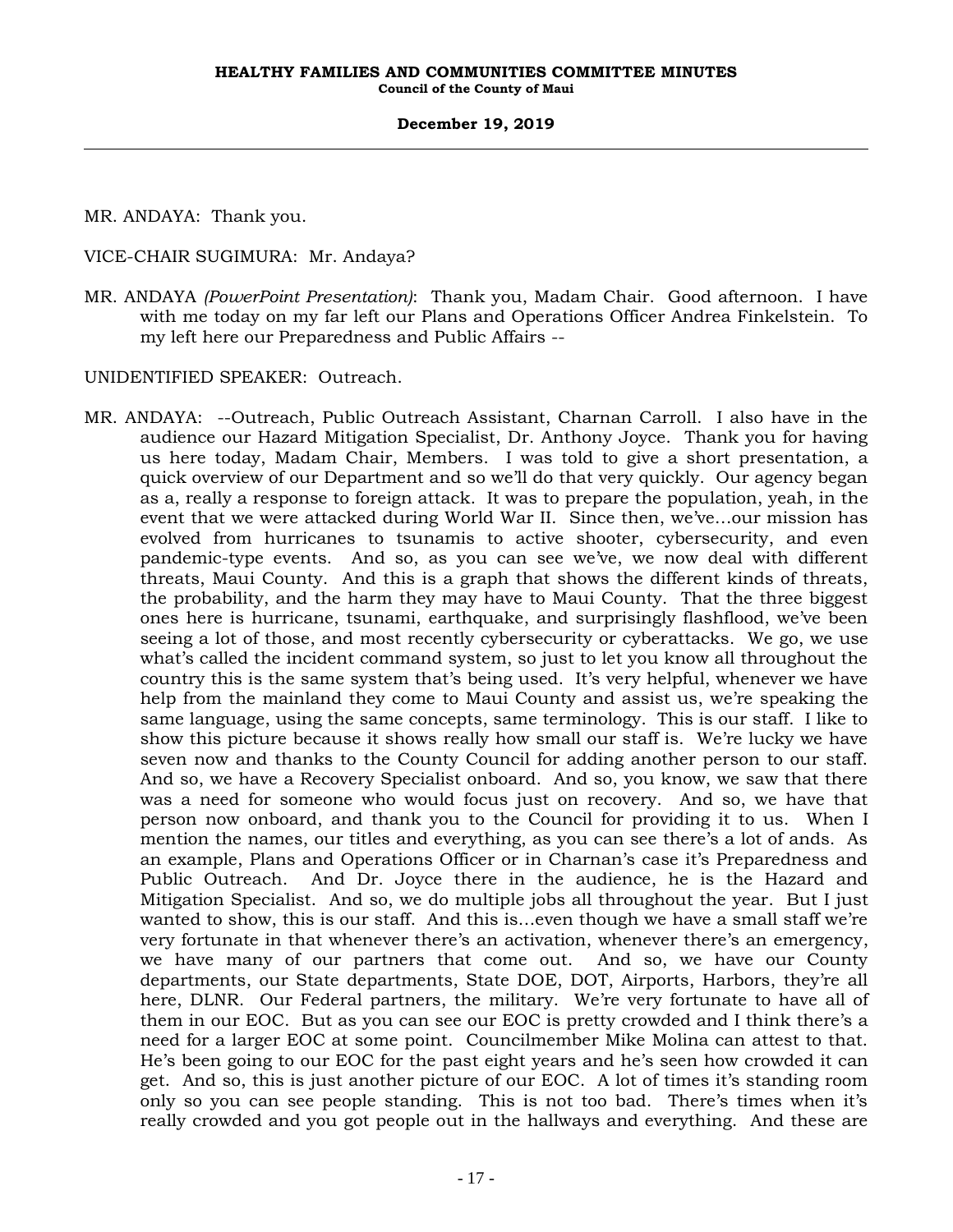MR. ANDAYA: Thank you.

VICE-CHAIR SUGIMURA: Mr. Andaya?

MR. ANDAYA *(PowerPoint Presentation)*: Thank you, Madam Chair. Good afternoon. I have with me today on my far left our Plans and Operations Officer Andrea Finkelstein. To my left here our Preparedness and Public Affairs --

UNIDENTIFIED SPEAKER: Outreach.

MR. ANDAYA: --Outreach, Public Outreach Assistant, Charnan Carroll. I also have in the audience our Hazard Mitigation Specialist, Dr. Anthony Joyce. Thank you for having us here today, Madam Chair, Members. I was told to give a short presentation, a quick overview of our Department and so we'll do that very quickly. Our agency began as a, really a response to foreign attack. It was to prepare the population, yeah, in the event that we were attacked during World War II. Since then, we've...our mission has evolved from hurricanes to tsunamis to active shooter, cybersecurity, and even pandemic-type events. And so, as you can see we've, we now deal with different threats, Maui County. And this is a graph that shows the different kinds of threats, the probability, and the harm they may have to Maui County. That the three biggest ones here is hurricane, tsunami, earthquake, and surprisingly flashflood, we've been seeing a lot of those, and most recently cybersecurity or cyberattacks. We go, we use what's called the incident command system, so just to let you know all throughout the country this is the same system that's being used. It's very helpful, whenever we have help from the mainland they come to Maui County and assist us, we're speaking the same language, using the same concepts, same terminology. This is our staff. I like to show this picture because it shows really how small our staff is. We're lucky we have seven now and thanks to the County Council for adding another person to our staff. And so, we have a Recovery Specialist onboard. And so, you know, we saw that there was a need for someone who would focus just on recovery. And so, we have that person now onboard, and thank you to the Council for providing it to us. When I mention the names, our titles and everything, as you can see there's a lot of ands. As an example, Plans and Operations Officer or in Charnan's case it's Preparedness and Public Outreach. And Dr. Joyce there in the audience, he is the Hazard and Mitigation Specialist. And so, we do multiple jobs all throughout the year. But I just wanted to show, this is our staff. And this is...even though we have a small staff we're very fortunate in that whenever there's an activation, whenever there's an emergency, we have many of our partners that come out. And so, we have our County departments, our State departments, State DOE, DOT, Airports, Harbors, they're all here, DLNR. Our Federal partners, the military. We're very fortunate to have all of them in our EOC. But as you can see our EOC is pretty crowded and I think there's a need for a larger EOC at some point. Councilmember Mike Molina can attest to that. He's been going to our EOC for the past eight years and he's seen how crowded it can get. And so, this is just another picture of our EOC. A lot of times it's standing room only so you can see people standing. This is not too bad. There's times when it's really crowded and you got people out in the hallways and everything. And these are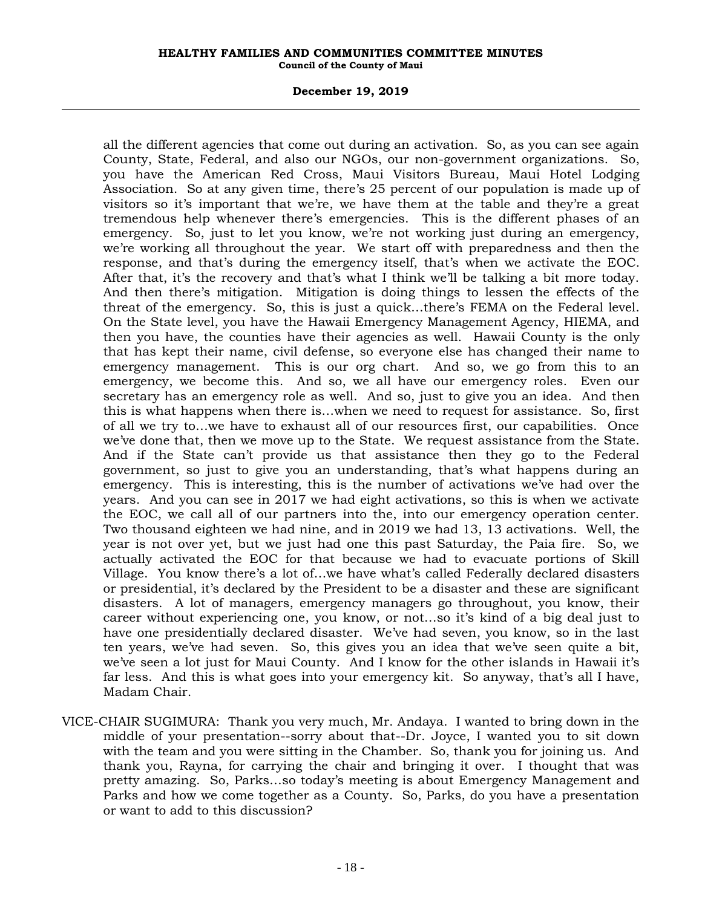all the different agencies that come out during an activation. So, as you can see again County, State, Federal, and also our NGOs, our non-government organizations. So, you have the American Red Cross, Maui Visitors Bureau, Maui Hotel Lodging Association. So at any given time, there's 25 percent of our population is made up of visitors so it's important that we're, we have them at the table and they're a great tremendous help whenever there's emergencies. This is the different phases of an emergency. So, just to let you know, we're not working just during an emergency, we're working all throughout the year. We start off with preparedness and then the response, and that's during the emergency itself, that's when we activate the EOC. After that, it's the recovery and that's what I think we'll be talking a bit more today. And then there's mitigation. Mitigation is doing things to lessen the effects of the threat of the emergency. So, this is just a quick...there's FEMA on the Federal level. On the State level, you have the Hawaii Emergency Management Agency, HIEMA, and then you have, the counties have their agencies as well. Hawaii County is the only that has kept their name, civil defense, so everyone else has changed their name to emergency management. This is our org chart. And so, we go from this to an emergency, we become this. And so, we all have our emergency roles. Even our secretary has an emergency role as well. And so, just to give you an idea. And then this is what happens when there is...when we need to request for assistance. So, first of all we try to...we have to exhaust all of our resources first, our capabilities. Once we've done that, then we move up to the State. We request assistance from the State. And if the State can't provide us that assistance then they go to the Federal government, so just to give you an understanding, that's what happens during an emergency. This is interesting, this is the number of activations we've had over the years. And you can see in 2017 we had eight activations, so this is when we activate the EOC, we call all of our partners into the, into our emergency operation center. Two thousand eighteen we had nine, and in 2019 we had 13, 13 activations. Well, the year is not over yet, but we just had one this past Saturday, the Paia fire. So, we actually activated the EOC for that because we had to evacuate portions of Skill Village. You know there's a lot of...we have what's called Federally declared disasters or presidential, it's declared by the President to be a disaster and these are significant disasters. A lot of managers, emergency managers go throughout, you know, their career without experiencing one, you know, or not...so it's kind of a big deal just to have one presidentially declared disaster. We've had seven, you know, so in the last ten years, we've had seven. So, this gives you an idea that we've seen quite a bit, we've seen a lot just for Maui County. And I know for the other islands in Hawaii it's far less. And this is what goes into your emergency kit. So anyway, that's all I have, Madam Chair.

VICE-CHAIR SUGIMURA: Thank you very much, Mr. Andaya. I wanted to bring down in the middle of your presentation--sorry about that--Dr. Joyce, I wanted you to sit down with the team and you were sitting in the Chamber. So, thank you for joining us. And thank you, Rayna, for carrying the chair and bringing it over. I thought that was pretty amazing. So, Parks...so today's meeting is about Emergency Management and Parks and how we come together as a County. So, Parks, do you have a presentation or want to add to this discussion?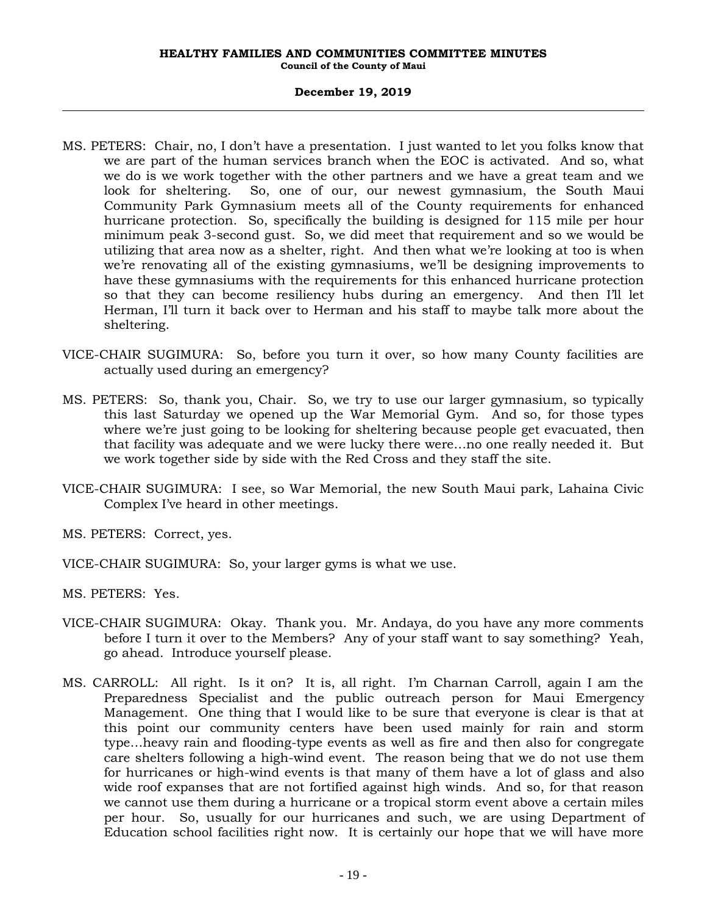MS. PETERS: Chair, no, I don't have a presentation. I just wanted to let you folks know that we are part of the human services branch when the EOC is activated. And so, what we do is we work together with the other partners and we have a great team and we look for sheltering. So, one of our, our newest gymnasium, the South Maui Community Park Gymnasium meets all of the County requirements for enhanced hurricane protection. So, specifically the building is designed for 115 mile per hour minimum peak 3-second gust. So, we did meet that requirement and so we would be utilizing that area now as a shelter, right. And then what we're looking at too is when we're renovating all of the existing gymnasiums, we'll be designing improvements to have these gymnasiums with the requirements for this enhanced hurricane protection so that they can become resiliency hubs during an emergency. And then I'll let Herman, I'll turn it back over to Herman and his staff to maybe talk more about the sheltering.

VICE-CHAIR SUGIMURA: So, before you turn it over, so how many County facilities are actually used during an emergency?

MS. PETERS: So, thank you, Chair. So, we try to use our larger gymnasium, so typically this last Saturday we opened up the War Memorial Gym. And so, for those types where we're just going to be looking for sheltering because people get evacuated, then that facility was adequate and we were lucky there were...no one really needed it. But we work together side by side with the Red Cross and they staff the site.

VICE-CHAIR SUGIMURA: I see, so War Memorial, the new South Maui park, Lahaina Civic Complex I've heard in other meetings.

MS. PETERS: Correct, yes.

VICE-CHAIR SUGIMURA: So, your larger gyms is what we use.

MS. PETERS: Yes.

VICE-CHAIR SUGIMURA: Okay. Thank you. Mr. Andaya, do you have any more comments before I turn it over to the Members? Any of your staff want to say something? Yeah, go ahead. Introduce yourself please.

MS. CARROLL: All right. Is it on? It is, all right. I'm Charnan Carroll, again I am the Preparedness Specialist and the public outreach person for Maui Emergency Management. One thing that I would like to be sure that everyone is clear is that at this point our community centers have been used mainly for rain and storm type...heavy rain and flooding-type events as well as fire and then also for congregate care shelters following a high-wind event. The reason being that we do not use them for hurricanes or high-wind events is that many of them have a lot of glass and also wide roof expanses that are not fortified against high winds. And so, for that reason we cannot use them during a hurricane or a tropical storm event above a certain miles per hour. So, usually for our hurricanes and such, we are using Department of Education school facilities right now. It is certainly our hope that we will have more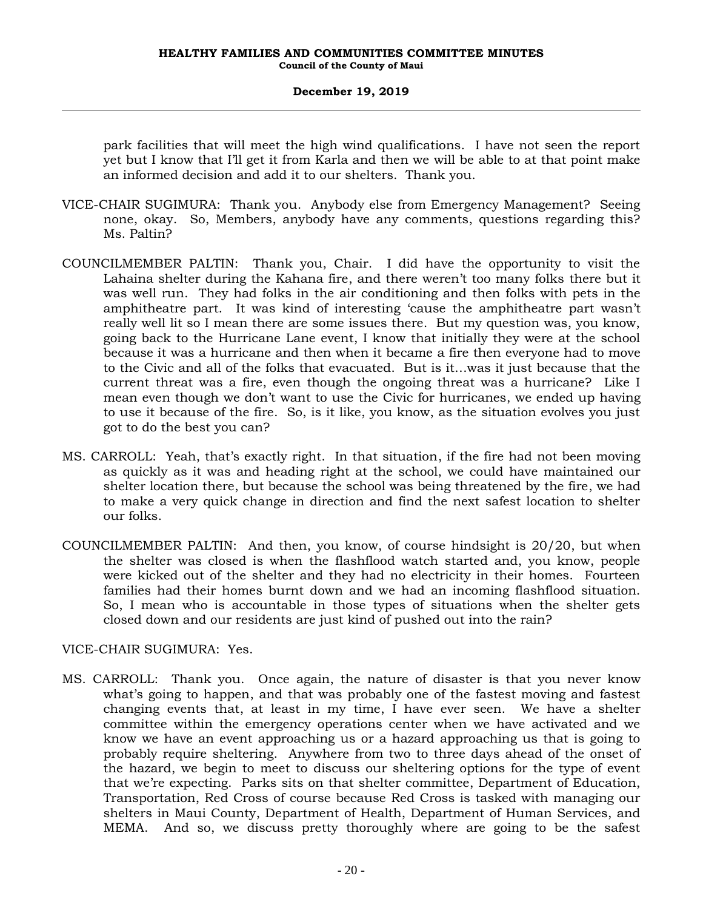park facilities that will meet the high wind qualifications. I have not seen the report yet but I know that I'll get it from Karla and then we will be able to at that point make an informed decision and add it to our shelters. Thank you.

VICE-CHAIR SUGIMURA: Thank you. Anybody else from Emergency Management? Seeing none, okay. So, Members, anybody have any comments, questions regarding this? Ms. Paltin?

COUNCILMEMBER PALTIN: Thank you, Chair. I did have the opportunity to visit the Lahaina shelter during the Kahana fire, and there weren't too many folks there but it was well run. They had folks in the air conditioning and then folks with pets in the amphitheatre part. It was kind of interesting 'cause the amphitheatre part wasn't really well lit so I mean there are some issues there. But my question was, you know, going back to the Hurricane Lane event, I know that initially they were at the school because it was a hurricane and then when it became a fire then everyone had to move to the Civic and all of the folks that evacuated. But is it…was it just because that the current threat was a fire, even though the ongoing threat was a hurricane? Like I mean even though we don't want to use the Civic for hurricanes, we ended up having to use it because of the fire. So, is it like, you know, as the situation evolves you just got to do the best you can?

MS. CARROLL: Yeah, that's exactly right. In that situation, if the fire had not been moving as quickly as it was and heading right at the school, we could have maintained our shelter location there, but because the school was being threatened by the fire, we had to make a very quick change in direction and find the next safest location to shelter our folks.

COUNCILMEMBER PALTIN: And then, you know, of course hindsight is 20/20, but when the shelter was closed is when the flashflood watch started and, you know, people were kicked out of the shelter and they had no electricity in their homes. Fourteen families had their homes burnt down and we had an incoming flashflood situation. So, I mean who is accountable in those types of situations when the shelter gets closed down and our residents are just kind of pushed out into the rain?

VICE-CHAIR SUGIMURA: Yes.

MS. CARROLL: Thank you. Once again, the nature of disaster is that you never know what's going to happen, and that was probably one of the fastest moving and fastest changing events that, at least in my time, I have ever seen. We have a shelter committee within the emergency operations center when we have activated and we know we have an event approaching us or a hazard approaching us that is going to probably require sheltering. Anywhere from two to three days ahead of the onset of the hazard, we begin to meet to discuss our sheltering options for the type of event that we're expecting. Parks sits on that shelter committee, Department of Education, Transportation, Red Cross of course because Red Cross is tasked with managing our shelters in Maui County, Department of Health, Department of Human Services, and MEMA. And so, we discuss pretty thoroughly where are going to be the safest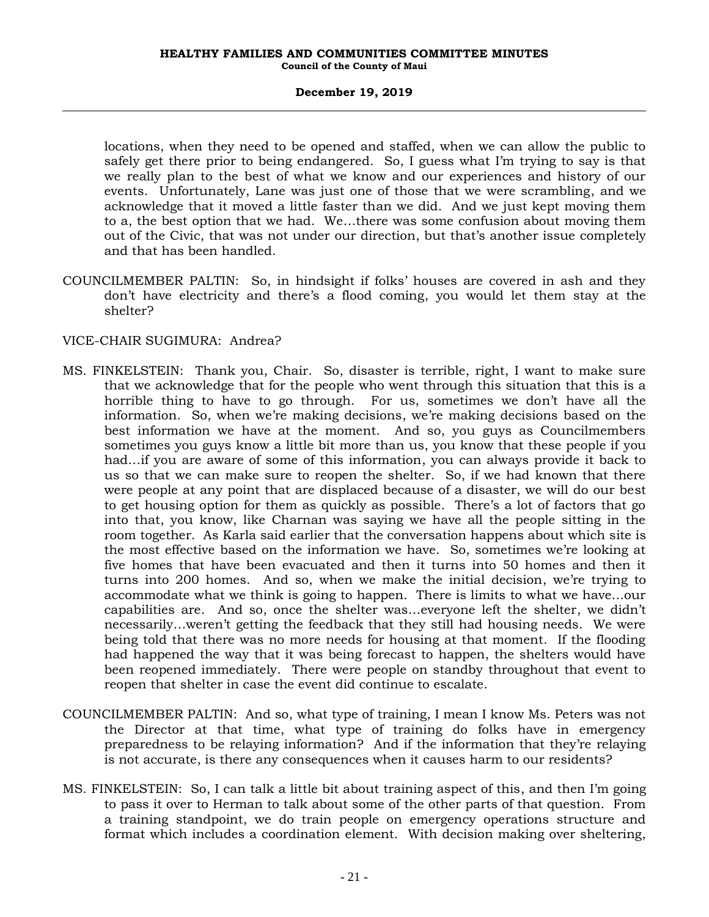locations, when they need to be opened and staffed, when we can allow the public to safely get there prior to being endangered. So, I guess what I'm trying to say is that we really plan to the best of what we know and our experiences and history of our events. Unfortunately, Lane was just one of those that we were scrambling, and we acknowledge that it moved a little faster than we did. And we just kept moving them to a, the best option that we had. We...there was some confusion about moving them out of the Civic, that was not under our direction, but that's another issue completely and that has been handled.

COUNCILMEMBER PALTIN: So, in hindsight if folks' houses are covered in ash and they don't have electricity and there's a flood coming, you would let them stay at the shelter?

VICE-CHAIR SUGIMURA: Andrea?

MS. FINKELSTEIN: Thank you, Chair. So, disaster is terrible, right, I want to make sure that we acknowledge that for the people who went through this situation that this is a horrible thing to have to go through. For us, sometimes we don't have all the information. So, when we're making decisions, we're making decisions based on the best information we have at the moment. And so, you guys as Councilmembers sometimes you guys know a little bit more than us, you know that these people if you had...if you are aware of some of this information, you can always provide it back to us so that we can make sure to reopen the shelter. So, if we had known that there were people at any point that are displaced because of a disaster, we will do our best to get housing option for them as quickly as possible. There's a lot of factors that go into that, you know, like Charnan was saying we have all the people sitting in the room together. As Karla said earlier that the conversation happens about which site is the most effective based on the information we have. So, sometimes we're looking at five homes that have been evacuated and then it turns into 50 homes and then it turns into 200 homes. And so, when we make the initial decision, we're trying to accommodate what we think is going to happen. There is limits to what we have...our capabilities are. And so, once the shelter was...everyone left the shelter, we didn't necessarily...weren't getting the feedback that they still had housing needs. We were being told that there was no more needs for housing at that moment. If the flooding had happened the way that it was being forecast to happen, the shelters would have been reopened immediately. There were people on standby throughout that event to reopen that shelter in case the event did continue to escalate.

COUNCILMEMBER PALTIN: And so, what type of training, I mean I know Ms. Peters was not the Director at that time, what type of training do folks have in emergency preparedness to be relaying information? And if the information that they're relaying is not accurate, is there any consequences when it causes harm to our residents?

MS. FINKELSTEIN: So, I can talk a little bit about training aspect of this, and then I'm going to pass it over to Herman to talk about some of the other parts of that question. From a training standpoint, we do train people on emergency operations structure and format which includes a coordination element. With decision making over sheltering,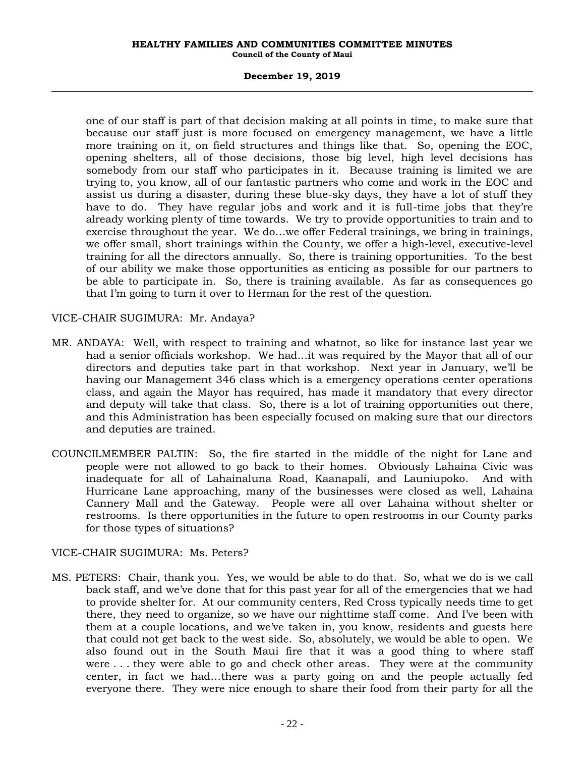one of our staff is part of that decision making at all points in time, to make sure that because our staff just is more focused on emergency management, we have a little more training on it, on field structures and things like that. So, opening the EOC, opening shelters, all of those decisions, those big level, high level decisions has somebody from our staff who participates in it. Because training is limited we are trying to, you know, all of our fantastic partners who come and work in the EOC and assist us during a disaster, during these blue-sky days, they have a lot of stuff they have to do. They have regular jobs and work and it is full-time jobs that they're already working plenty of time towards. We try to provide opportunities to train and to exercise throughout the year. We do...we offer Federal trainings, we bring in trainings, we offer small, short trainings within the County, we offer a high-level, executive-level training for all the directors annually. So, there is training opportunities. To the best of our ability we make those opportunities as enticing as possible for our partners to be able to participate in. So, there is training available. As far as consequences go that I'm going to turn it over to Herman for the rest of the question.

VICE-CHAIR SUGIMURA: Mr. Andaya?

MR. ANDAYA: Well, with respect to training and whatnot, so like for instance last year we had a senior officials workshop. We had...it was required by the Mayor that all of our directors and deputies take part in that workshop. Next year in January, we'll be having our Management 346 class which is a emergency operations center operations class, and again the Mayor has required, has made it mandatory that every director and deputy will take that class. So, there is a lot of training opportunities out there, and this Administration has been especially focused on making sure that our directors and deputies are trained.

COUNCILMEMBER PALTIN: So, the fire started in the middle of the night for Lane and people were not allowed to go back to their homes. Obviously Lahaina Civic was inadequate for all of Lahainaluna Road, Kaanapali, and Launiupoko. And with Hurricane Lane approaching, many of the businesses were closed as well, Lahaina Cannery Mall and the Gateway. People were all over Lahaina without shelter or restrooms. Is there opportunities in the future to open restrooms in our County parks for those types of situations?

VICE-CHAIR SUGIMURA: Ms. Peters?

MS. PETERS: Chair, thank you. Yes, we would be able to do that. So, what we do is we call back staff, and we've done that for this past year for all of the emergencies that we had to provide shelter for. At our community centers, Red Cross typically needs time to get there, they need to organize, so we have our nighttime staff come. And I've been with them at a couple locations, and we've taken in, you know, residents and guests here that could not get back to the west side. So, absolutely, we would be able to open. We also found out in the South Maui fire that it was a good thing to where staff were . . . they were able to go and check other areas. They were at the community center, in fact we had...there was a party going on and the people actually fed everyone there. They were nice enough to share their food from their party for all the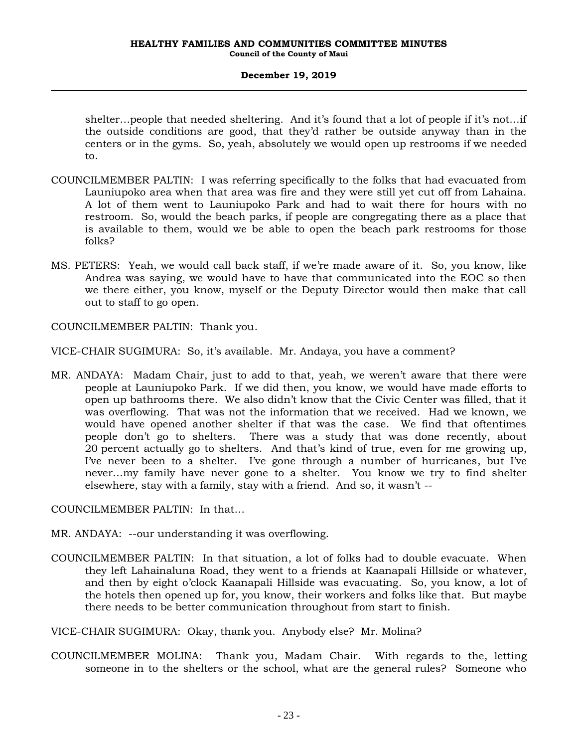shelter…people that needed sheltering. And it's found that a lot of people if it's not…if the outside conditions are good, that they'd rather be outside anyway than in the centers or in the gyms. So, yeah, absolutely we would open up restrooms if we needed to.

COUNCILMEMBER PALTIN: I was referring specifically to the folks that had evacuated from Launiupoko area when that area was fire and they were still yet cut off from Lahaina. A lot of them went to Launiupoko Park and had to wait there for hours with no restroom. So, would the beach parks, if people are congregating there as a place that is available to them, would we be able to open the beach park restrooms for those folks?

MS. PETERS: Yeah, we would call back staff, if we're made aware of it. So, you know, like Andrea was saying, we would have to have that communicated into the EOC so then we there either, you know, myself or the Deputy Director would then make that call out to staff to go open.

COUNCILMEMBER PALTIN: Thank you.

VICE-CHAIR SUGIMURA: So, it's available. Mr. Andaya, you have a comment?

MR. ANDAYA: Madam Chair, just to add to that, yeah, we weren't aware that there were people at Launiupoko Park. If we did then, you know, we would have made efforts to open up bathrooms there. We also didn't know that the Civic Center was filled, that it was overflowing. That was not the information that we received. Had we known, we would have opened another shelter if that was the case. We find that oftentimes people don't go to shelters. There was a study that was done recently, about 20 percent actually go to shelters. And that's kind of true, even for me growing up, I've never been to a shelter. I've gone through a number of hurricanes, but I've never…my family have never gone to a shelter. You know we try to find shelter elsewhere, stay with a family, stay with a friend. And so, it wasn't --

COUNCILMEMBER PALTIN: In that…

MR. ANDAYA: --our understanding it was overflowing.

COUNCILMEMBER PALTIN: In that situation, a lot of folks had to double evacuate. When they left Lahainaluna Road, they went to a friends at Kaanapali Hillside or whatever, and then by eight o'clock Kaanapali Hillside was evacuating. So, you know, a lot of the hotels then opened up for, you know, their workers and folks like that. But maybe there needs to be better communication throughout from start to finish.

VICE-CHAIR SUGIMURA: Okay, thank you. Anybody else? Mr. Molina?

COUNCILMEMBER MOLINA: Thank you, Madam Chair. With regards to the, letting someone in to the shelters or the school, what are the general rules? Someone who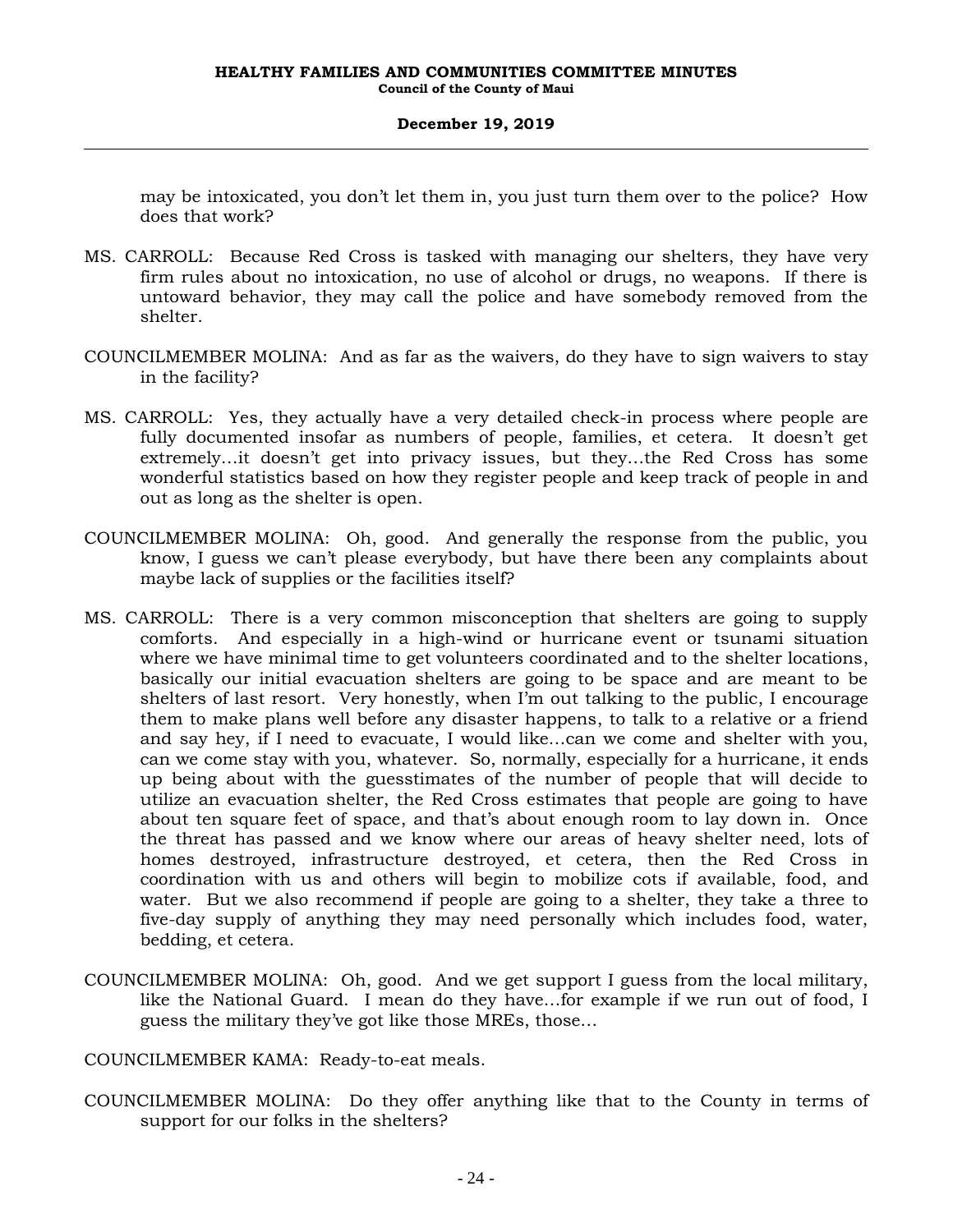may be intoxicated, you don't let them in, you just turn them over to the police? How does that work?

MS. CARROLL: Because Red Cross is tasked with managing our shelters, they have very firm rules about no intoxication, no use of alcohol or drugs, no weapons. If there is untoward behavior, they may call the police and have somebody removed from the shelter.

COUNCILMEMBER MOLINA: And as far as the waivers, do they have to sign waivers to stay in the facility?

MS. CARROLL: Yes, they actually have a very detailed check-in process where people are fully documented insofar as numbers of people, families, et cetera. It doesn't get extremely...it doesn't get into privacy issues, but they...the Red Cross has some wonderful statistics based on how they register people and keep track of people in and out as long as the shelter is open.

COUNCILMEMBER MOLINA: Oh, good. And generally the response from the public, you know, I guess we can't please everybody, but have there been any complaints about maybe lack of supplies or the facilities itself?

MS. CARROLL: There is a very common misconception that shelters are going to supply comforts. And especially in a high-wind or hurricane event or tsunami situation where we have minimal time to get volunteers coordinated and to the shelter locations, basically our initial evacuation shelters are going to be space and are meant to be shelters of last resort. Very honestly, when I'm out talking to the public, I encourage them to make plans well before any disaster happens, to talk to a relative or a friend and say hey, if I need to evacuate, I would like...can we come and shelter with you, can we come stay with you, whatever. So, normally, especially for a hurricane, it ends up being about with the guesstimates of the number of people that will decide to utilize an evacuation shelter, the Red Cross estimates that people are going to have about ten square feet of space, and that's about enough room to lay down in. Once the threat has passed and we know where our areas of heavy shelter need, lots of homes destroyed, infrastructure destroyed, et cetera, then the Red Cross in coordination with us and others will begin to mobilize cots if available, food, and water. But we also recommend if people are going to a shelter, they take a three to five-day supply of anything they may need personally which includes food, water, bedding, et cetera.

COUNCILMEMBER MOLINA: Oh, good. And we get support I guess from the local military, like the National Guard. I mean do they have...for example if we run out of food, I guess the military they've got like those MREs, those...

COUNCILMEMBER KAMA: Ready-to-eat meals.

COUNCILMEMBER MOLINA: Do they offer anything like that to the County in terms of support for our folks in the shelters?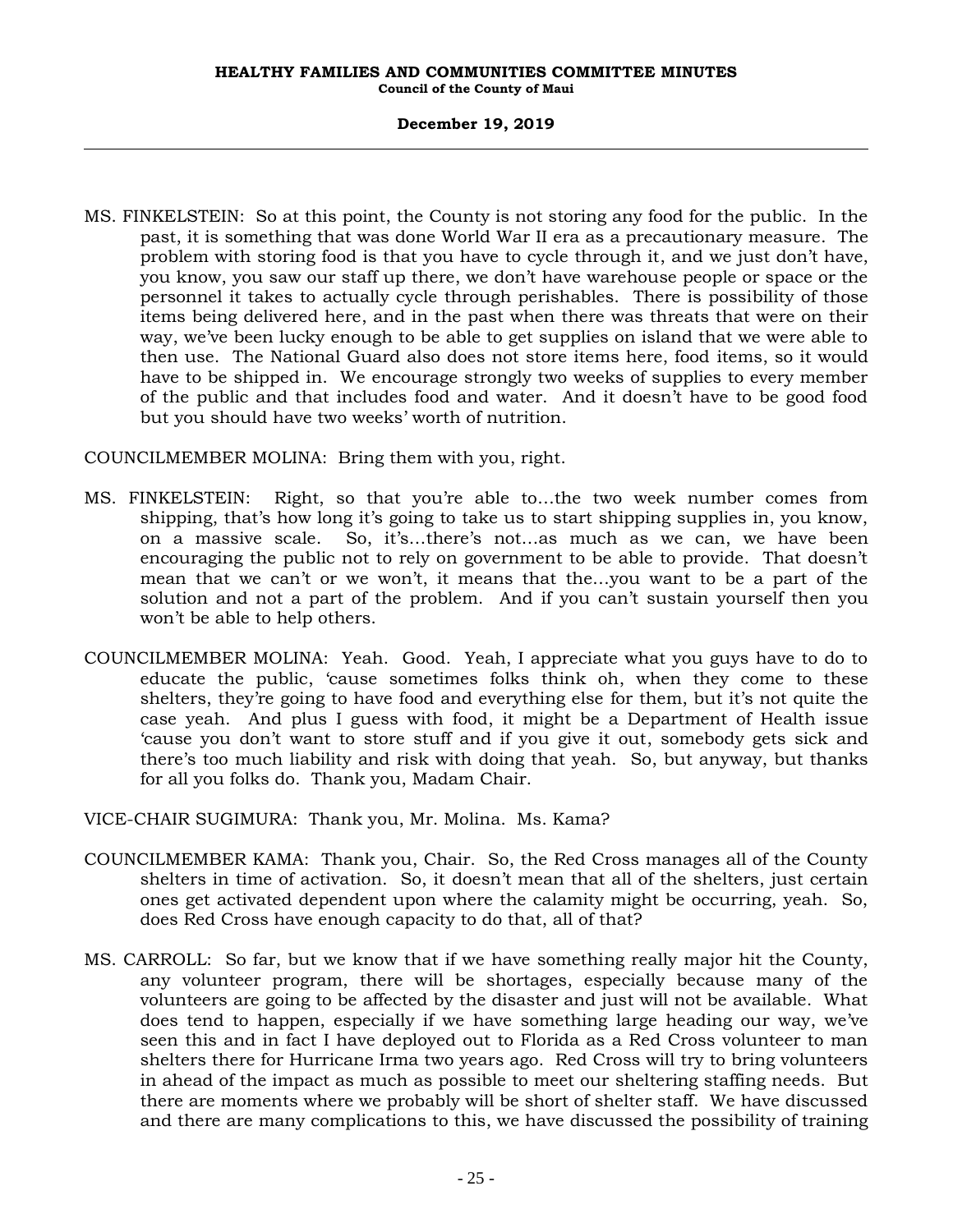MS. FINKELSTEIN: So at this point, the County is not storing any food for the public. In the past, it is something that was done World War II era as a precautionary measure. The problem with storing food is that you have to cycle through it, and we just don't have, you know, you saw our staff up there, we don't have warehouse people or space or the personnel it takes to actually cycle through perishables. There is possibility of those items being delivered here, and in the past when there was threats that were on their way, we've been lucky enough to be able to get supplies on island that we were able to then use. The National Guard also does not store items here, food items, so it would have to be shipped in. We encourage strongly two weeks of supplies to every member of the public and that includes food and water. And it doesn't have to be good food but you should have two weeks' worth of nutrition.

COUNCILMEMBER MOLINA: Bring them with you, right.

MS. FINKELSTEIN: Right, so that you're able to...the two week number comes from shipping, that's how long it's going to take us to start shipping supplies in, you know, on a massive scale. So, it's...there's not...as much as we can, we have been encouraging the public not to rely on government to be able to provide. That doesn't mean that we can't or we won't, it means that the...you want to be a part of the solution and not a part of the problem. And if you can't sustain yourself then you won't be able to help others.

COUNCILMEMBER MOLINA: Yeah. Good. Yeah, I appreciate what you guys have to do to educate the public, 'cause sometimes folks think oh, when they come to these shelters, they're going to have food and everything else for them, but it's not quite the case yeah. And plus I guess with food, it might be a Department of Health issue 'cause you don't want to store stuff and if you give it out, somebody gets sick and there's too much liability and risk with doing that yeah. So, but anyway, but thanks for all you folks do. Thank you, Madam Chair.

VICE-CHAIR SUGIMURA: Thank you, Mr. Molina. Ms. Kama?

COUNCILMEMBER KAMA: Thank you, Chair. So, the Red Cross manages all of the County shelters in time of activation. So, it doesn't mean that all of the shelters, just certain ones get activated dependent upon where the calamity might be occurring, yeah. So, does Red Cross have enough capacity to do that, all of that?

MS. CARROLL: So far, but we know that if we have something really major hit the County, any volunteer program, there will be shortages, especially because many of the volunteers are going to be affected by the disaster and just will not be available. What does tend to happen, especially if we have something large heading our way, we've seen this and in fact I have deployed out to Florida as a Red Cross volunteer to man shelters there for Hurricane Irma two years ago. Red Cross will try to bring volunteers in ahead of the impact as much as possible to meet our sheltering staffing needs. But there are moments where we probably will be short of shelter staff. We have discussed and there are many complications to this, we have discussed the possibility of training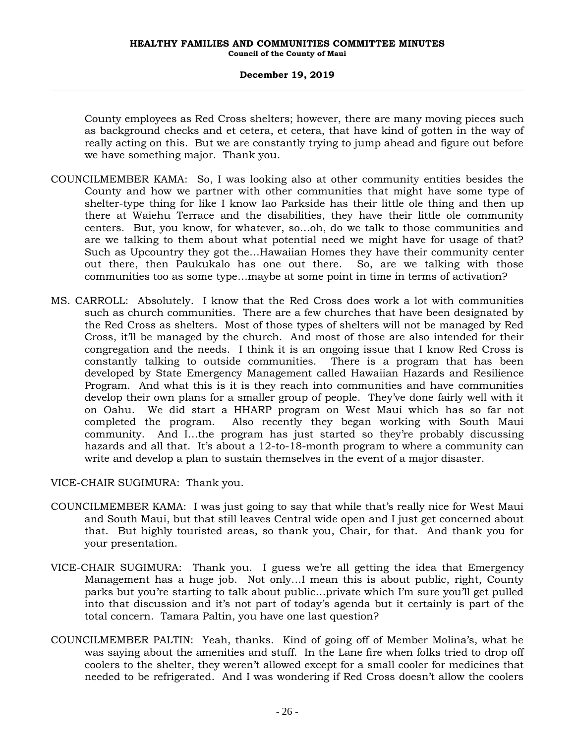County employees as Red Cross shelters; however, there are many moving pieces such as background checks and et cetera, et cetera, that have kind of gotten in the way of really acting on this. But we are constantly trying to jump ahead and figure out before we have something major. Thank you.

COUNCILMEMBER KAMA: So, I was looking also at other community entities besides the County and how we partner with other communities that might have some type of shelter-type thing for like I know Iao Parkside has their little ole thing and then up there at Waiehu Terrace and the disabilities, they have their little ole community centers. But, you know, for whatever, so…oh, do we talk to those communities and are we talking to them about what potential need we might have for usage of that? Such as Upcountry they got the…Hawaiian Homes they have their community center out there, then Paukukalo has one out there. So, are we talking with those communities too as some type…maybe at some point in time in terms of activation?

MS. CARROLL: Absolutely. I know that the Red Cross does work a lot with communities such as church communities. There are a few churches that have been designated by the Red Cross as shelters. Most of those types of shelters will not be managed by Red Cross, it'll be managed by the church. And most of those are also intended for their congregation and the needs. I think it is an ongoing issue that I know Red Cross is constantly talking to outside communities. There is a program that has been developed by State Emergency Management called Hawaiian Hazards and Resilience Program. And what this is it is they reach into communities and have communities develop their own plans for a smaller group of people. They've done fairly well with it on Oahu. We did start a HHARP program on West Maui which has so far not completed the program. Also recently they began working with South Maui community. And I…the program has just started so they're probably discussing hazards and all that. It's about a 12-to-18-month program to where a community can write and develop a plan to sustain themselves in the event of a major disaster.

VICE-CHAIR SUGIMURA: Thank you.

COUNCILMEMBER KAMA: I was just going to say that while that's really nice for West Maui and South Maui, but that still leaves Central wide open and I just get concerned about that. But highly touristed areas, so thank you, Chair, for that. And thank you for your presentation.

VICE-CHAIR SUGIMURA: Thank you. I guess we're all getting the idea that Emergency Management has a huge job. Not only…I mean this is about public, right, County parks but you're starting to talk about public…private which I'm sure you'll get pulled into that discussion and it's not part of today's agenda but it certainly is part of the total concern. Tamara Paltin, you have one last question?

COUNCILMEMBER PALTIN: Yeah, thanks. Kind of going off of Member Molina's, what he was saying about the amenities and stuff. In the Lane fire when folks tried to drop off coolers to the shelter, they weren't allowed except for a small cooler for medicines that needed to be refrigerated. And I was wondering if Red Cross doesn't allow the coolers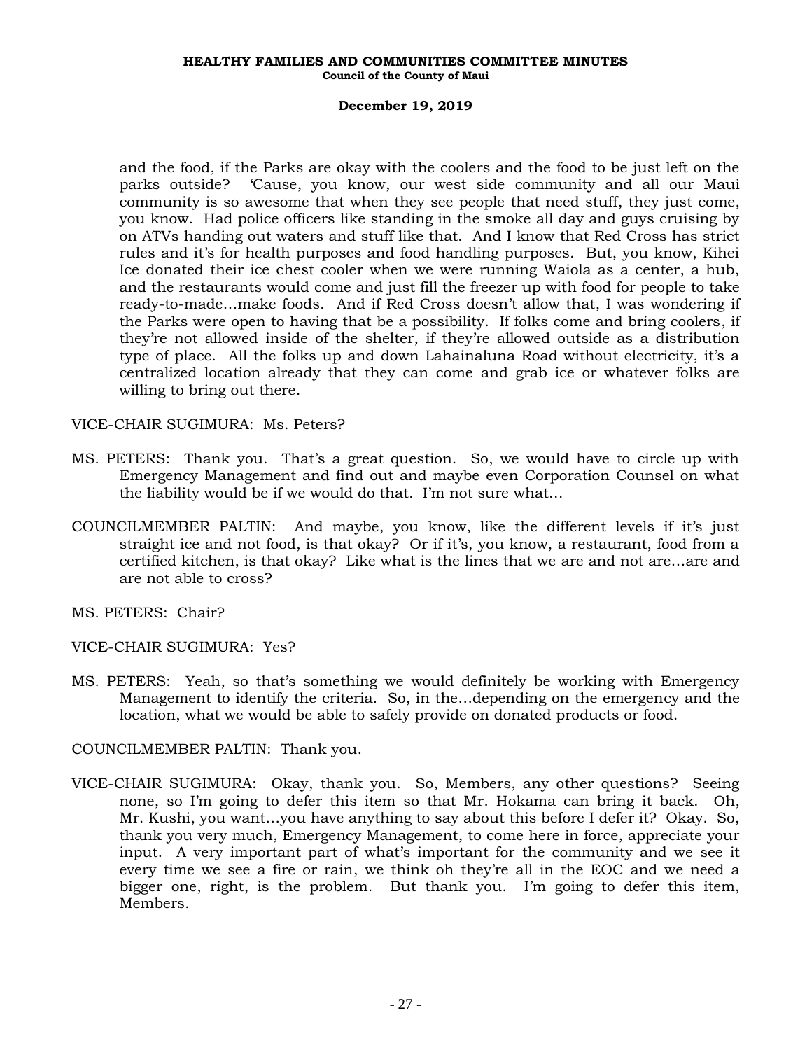and the food, if the Parks are okay with the coolers and the food to be just left on the parks outside? 'Cause, you know, our west side community and all our Maui community is so awesome that when they see people that need stuff, they just come, you know. Had police officers like standing in the smoke all day and guys cruising by on ATVs handing out waters and stuff like that. And I know that Red Cross has strict rules and it's for health purposes and food handling purposes. But, you know, Kihei Ice donated their ice chest cooler when we were running Waiola as a center, a hub, and the restaurants would come and just fill the freezer up with food for people to take ready-to-made...make foods. And if Red Cross doesn't allow that, I was wondering if the Parks were open to having that be a possibility. If folks come and bring coolers, if they're not allowed inside of the shelter, if they're allowed outside as a distribution type of place. All the folks up and down Lahainaluna Road without electricity, it's a centralized location already that they can come and grab ice or whatever folks are willing to bring out there.

VICE-CHAIR SUGIMURA: Ms. Peters?

MS. PETERS: Thank you. That's a great question. So, we would have to circle up with Emergency Management and find out and maybe even Corporation Counsel on what the liability would be if we would do that. I'm not sure what...

COUNCILMEMBER PALTIN: And maybe, you know, like the different levels if it's just straight ice and not food, is that okay? Or if it's, you know, a restaurant, food from a certified kitchen, is that okay? Like what is the lines that we are and not are...are and are not able to cross?

MS. PETERS: Chair?

VICE-CHAIR SUGIMURA: Yes?

MS. PETERS: Yeah, so that's something we would definitely be working with Emergency Management to identify the criteria. So, in the...depending on the emergency and the location, what we would be able to safely provide on donated products or food.

COUNCILMEMBER PALTIN: Thank you.

VICE-CHAIR SUGIMURA: Okay, thank you. So, Members, any other questions? Seeing none, so I'm going to defer this item so that Mr. Hokama can bring it back. Oh, Mr. Kushi, you want...you have anything to say about this before I defer it? Okay. So, thank you very much, Emergency Management, to come here in force, appreciate your input. A very important part of what's important for the community and we see it every time we see a fire or rain, we think oh they're all in the EOC and we need a bigger one, right, is the problem. But thank you. I'm going to defer this item, Members.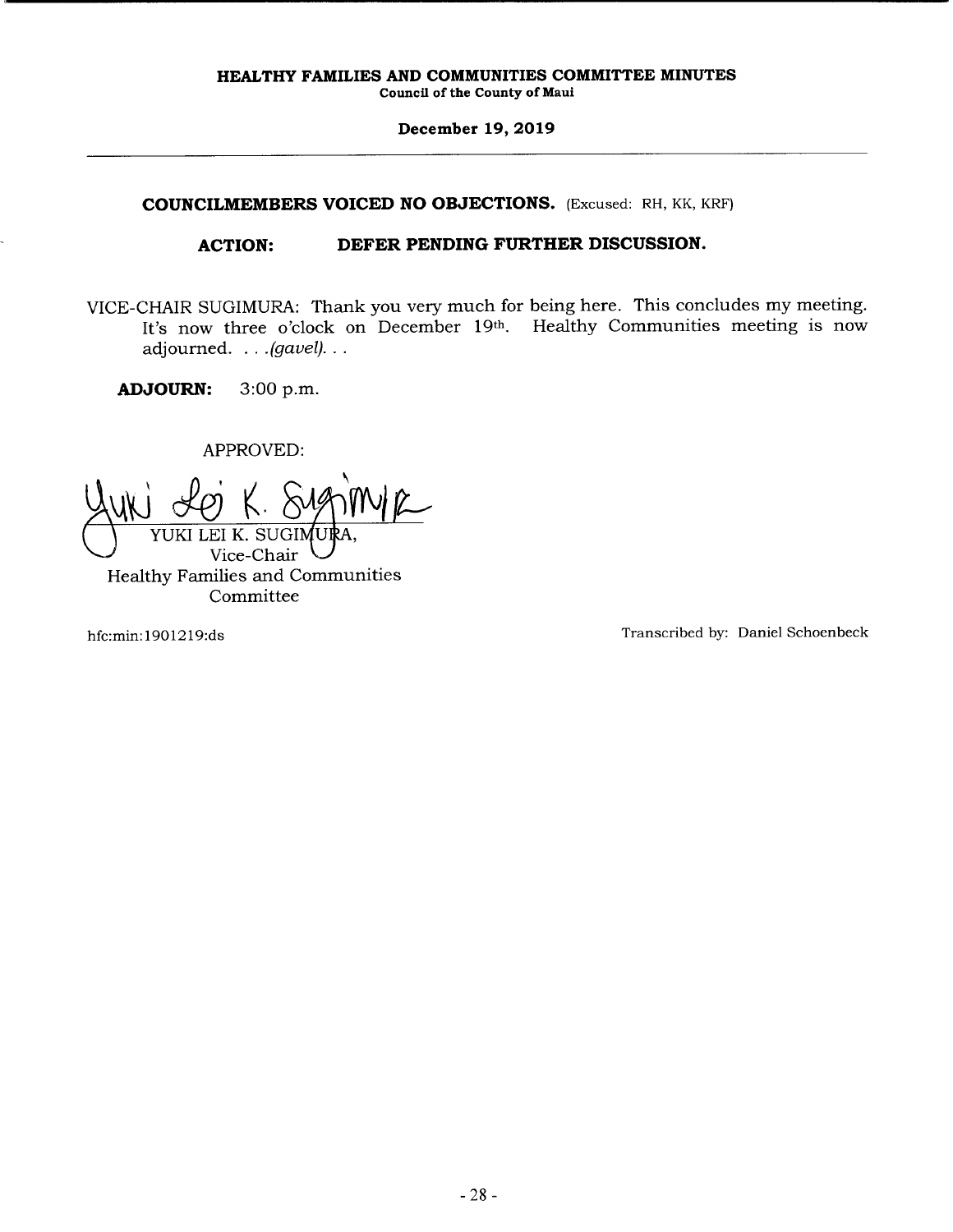**COUNCILMEMBERS VOICED NO OBJECTIONS.** (Excused: RH, KK, KRF)

**ACTION: DEFER PENDING FURTHER DISCUSSION.**

VICE-CHAIR SUGIMURA: Thank you very much for being here. This concludes my meeting. It's now three o'clock on December 19th. Healthy Communities meeting is now adjourned. . . .*(gavel)*. . .

**ADJOURN:** 3:00 p.m.

APPROVED:

YUKI LEI K. SUGIMURA,
Vice-Chair
Healthy Families and Communities Committee

hfc:min:1901219:ds

Transcribed by: Daniel Schoenbeck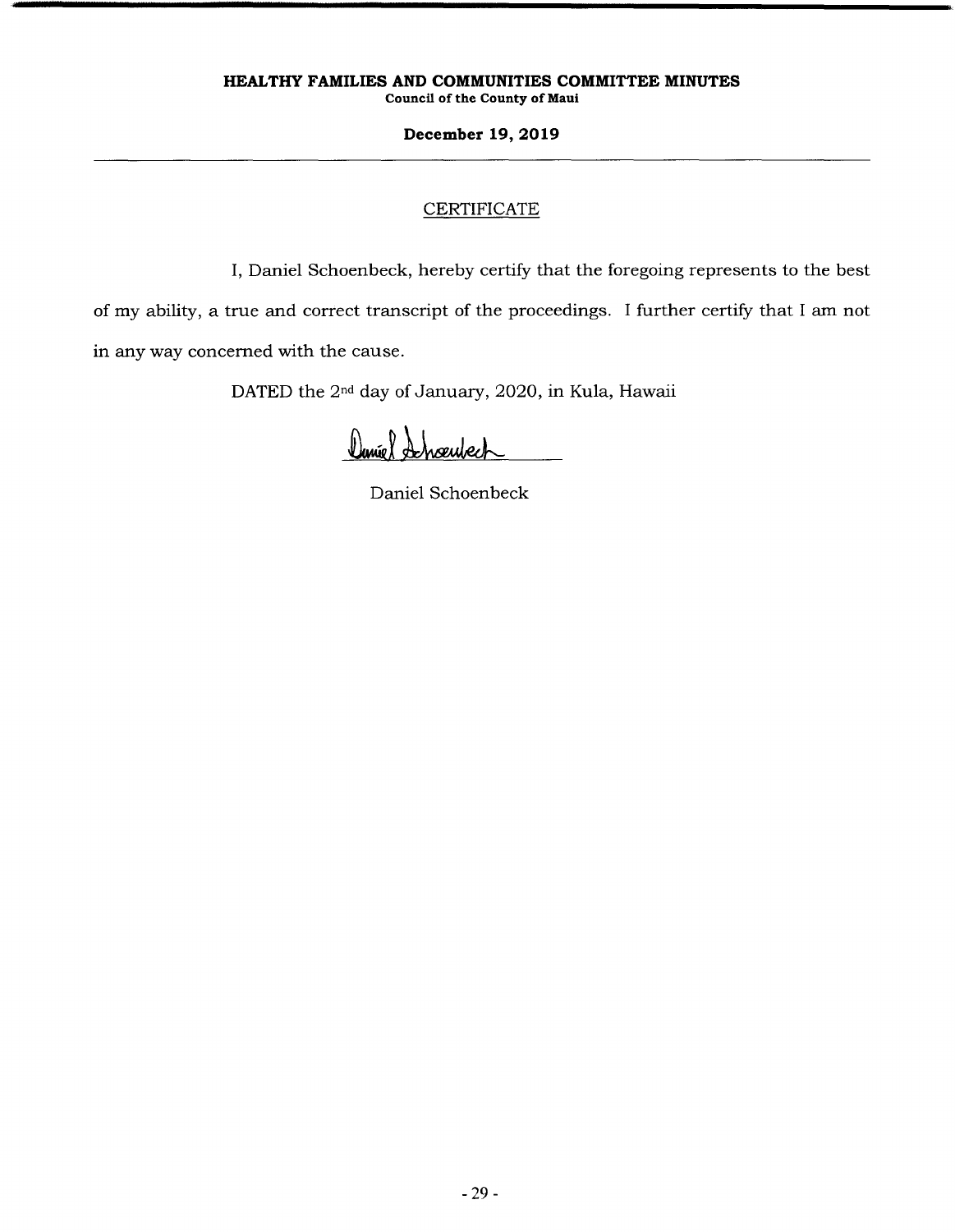## CERTIFICATE

I, Daniel Schoenbeck, hereby certify that the foregoing represents to the best of my ability, a true and correct transcript of the proceedings. I further certify that I am not in any way concerned with the cause.

DATED the 2nd day of January, 2020, in Kula, Hawaii

Daniel Schoenbeck

Daniel Schoenbeck